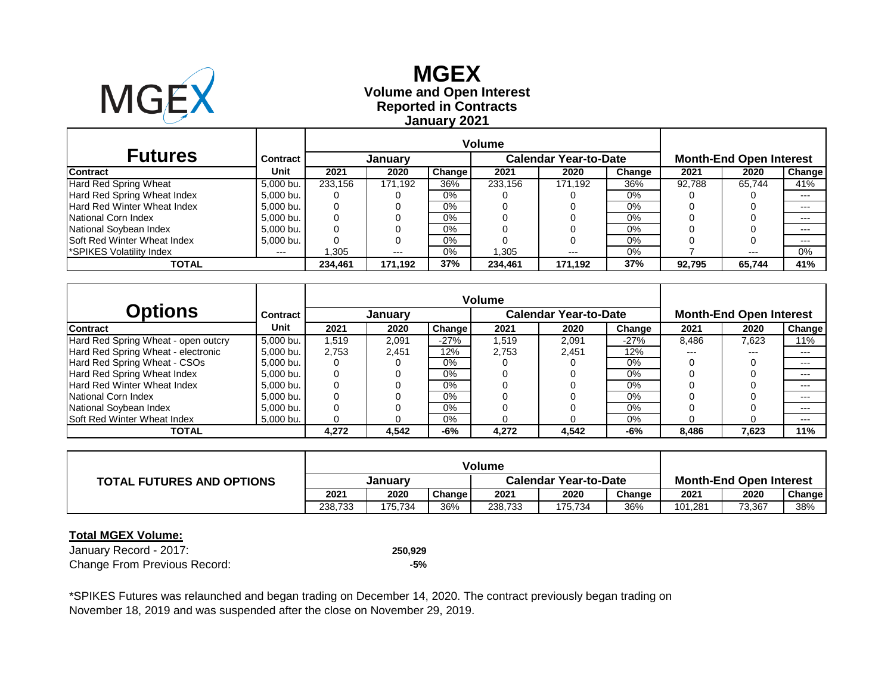# MGEX

## Volume and Open Interest
## Reported in Contracts
## January 2021

| Futures | Contract | Volume | | | | | | Month-End Open Interest | | |
|---|---|---|---|---|---|---|---|---|---|---|
| | | January | | | Calendar Year-to-Date | | | | | |
| Contract | Unit | 2021 | 2020 | Change | 2021 | 2020 | Change | 2021 | 2020 | Change |
| Hard Red Spring Wheat | 5,000 bu. | 233,156 | 171,192 | 36% | 233,156 | 171,192 | 36% | 92,788 | 65,744 | 41% |
| Hard Red Spring Wheat Index | 5,000 bu. | 0 | 0 | 0% | 0 | 0 | 0% | 0 | 0 | --- |
| Hard Red Winter Wheat Index | 5,000 bu. | 0 | 0 | 0% | 0 | 0 | 0% | 0 | 0 | --- |
| National Corn Index | 5,000 bu. | 0 | 0 | 0% | 0 | 0 | 0% | 0 | 0 | --- |
| National Soybean Index | 5,000 bu. | 0 | 0 | 0% | 0 | 0 | 0% | 0 | 0 | --- |
| Soft Red Winter Wheat Index | 5,000 bu. | 0 | 0 | 0% | 0 | 0 | 0% | 0 | 0 | --- |
| *SPIKES Volatility Index | --- | 1,305 | --- | 0% | 1,305 | --- | 0% | 7 | --- | 0% |
| **TOTAL** | | **234,461** | **171,192** | **37%** | **234,461** | **171,192** | **37%** | **92,795** | **65,744** | **41%** |

| Options | Contract | Volume | | | | | | Month-End Open Interest | | |
|---|---|---|---|---|---|---|---|---|---|---|
| | | January | | | Calendar Year-to-Date | | | | | |
| Contract | Unit | 2021 | 2020 | Change | 2021 | 2020 | Change | 2021 | 2020 | Change |
| Hard Red Spring Wheat - open outcry | 5,000 bu. | 1,519 | 2,091 | -27% | 1,519 | 2,091 | -27% | 8,486 | 7,623 | 11% |
| Hard Red Spring Wheat - electronic | 5,000 bu. | 2,753 | 2,451 | 12% | 2,753 | 2,451 | 12% | --- | --- | --- |
| Hard Red Spring Wheat - CSOs | 5,000 bu. | 0 | 0 | 0% | 0 | 0 | 0% | 0 | 0 | --- |
| Hard Red Spring Wheat Index | 5,000 bu. | 0 | 0 | 0% | 0 | 0 | 0% | 0 | 0 | --- |
| Hard Red Winter Wheat Index | 5,000 bu. | 0 | 0 | 0% | 0 | 0 | 0% | 0 | 0 | --- |
| National Corn Index | 5,000 bu. | 0 | 0 | 0% | 0 | 0 | 0% | 0 | 0 | --- |
| National Soybean Index | 5,000 bu. | 0 | 0 | 0% | 0 | 0 | 0% | 0 | 0 | --- |
| Soft Red Winter Wheat Index | 5,000 bu. | 0 | 0 | 0% | 0 | 0 | 0% | 0 | 0 | --- |
| **TOTAL** | | **4,272** | **4,542** | **-6%** | **4,272** | **4,542** | **-6%** | **8,486** | **7,623** | **11%** |

| TOTAL FUTURES AND OPTIONS | Volume | | | | | | Month-End Open Interest | | |
|---|---|---|---|---|---|---|---|---|---|
| | January | | | Calendar Year-to-Date | | | | | |
| | 2021 | 2020 | Change | 2021 | 2020 | Change | 2021 | 2020 | Change |
| | 238,733 | 175,734 | 36% | 238,733 | 175,734 | 36% | 101,281 | 73,367 | 38% |

**Total MGEX Volume:**

January Record - 2017: **250,929**

Change From Previous Record: **-5%**

*SPIKES Futures was relaunched and began trading on December 14, 2020. The contract previously began trading on November 18, 2019 and was suspended after the close on November 29, 2019.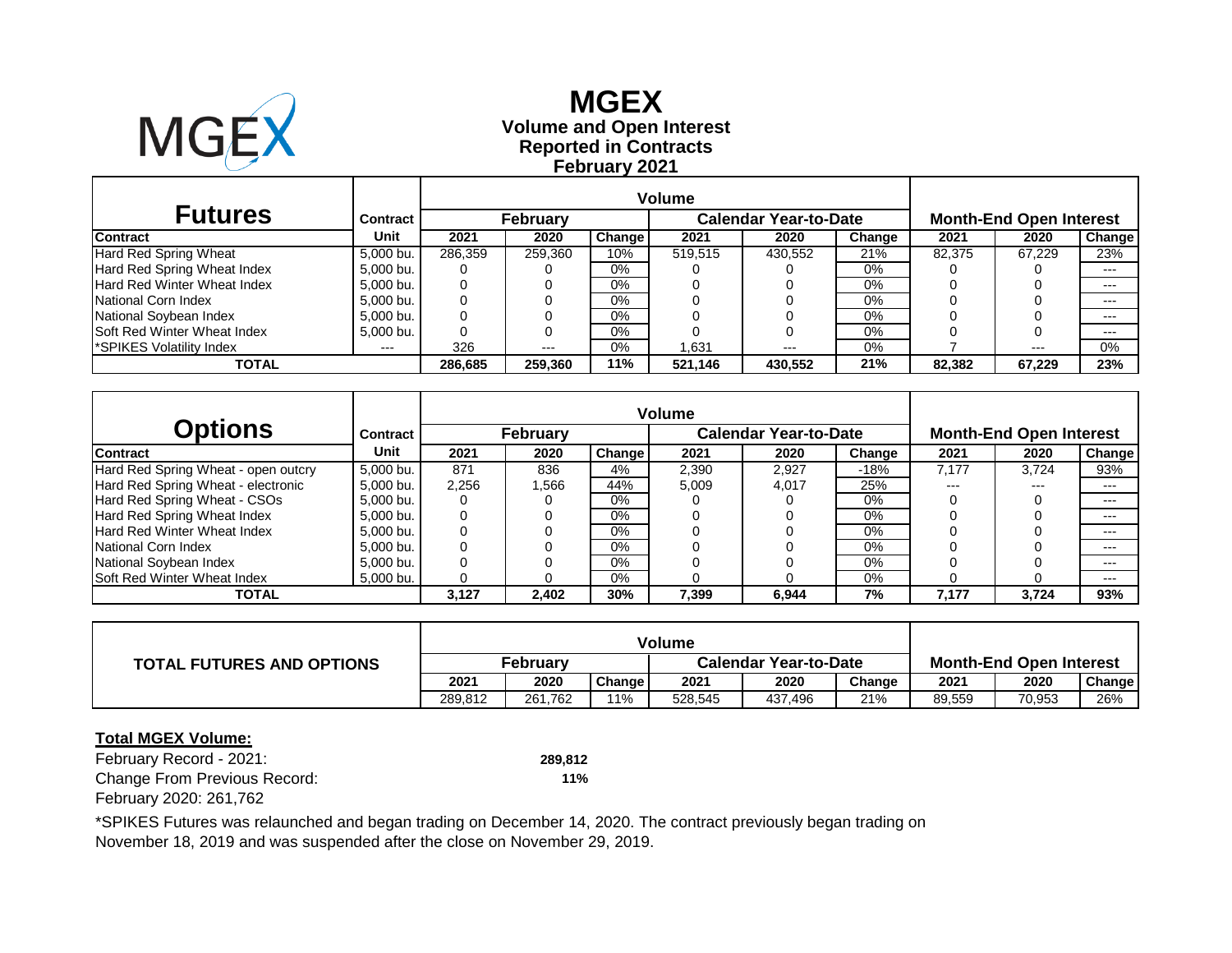# MGEX

**Volume and Open Interest**
**Reported in Contracts**
**February 2021**

| Futures | Contract | Volume | | | | | | Month-End Open Interest | | |
|---|---|---|---|---|---|---|---|---|---|---|
| | | February | | | Calendar Year-to-Date | | | | | |
| Contract | Unit | 2021 | 2020 | Change | 2021 | 2020 | Change | 2021 | 2020 | Change |
| Hard Red Spring Wheat | 5,000 bu. | 286,359 | 259,360 | 10% | 519,515 | 430,552 | 21% | 82,375 | 67,229 | 23% |
| Hard Red Spring Wheat Index | 5,000 bu. | 0 | 0 | 0% | 0 | 0 | 0% | 0 | 0 | --- |
| Hard Red Winter Wheat Index | 5,000 bu. | 0 | 0 | 0% | 0 | 0 | 0% | 0 | 0 | --- |
| National Corn Index | 5,000 bu. | 0 | 0 | 0% | 0 | 0 | 0% | 0 | 0 | --- |
| National Soybean Index | 5,000 bu. | 0 | 0 | 0% | 0 | 0 | 0% | 0 | 0 | --- |
| Soft Red Winter Wheat Index | 5,000 bu. | 0 | 0 | 0% | 0 | 0 | 0% | 0 | 0 | --- |
| *SPIKES Volatility Index | --- | 326 | --- | 0% | 1,631 | --- | 0% | 7 | --- | 0% |
| **TOTAL** | | **286,685** | **259,360** | **11%** | **521,146** | **430,552** | **21%** | **82,382** | **67,229** | **23%** |

| Options | Contract | Volume | | | | | | Month-End Open Interest | | |
|---|---|---|---|---|---|---|---|---|---|---|
| | | February | | | Calendar Year-to-Date | | | | | |
| Contract | Unit | 2021 | 2020 | Change | 2021 | 2020 | Change | 2021 | 2020 | Change |
| Hard Red Spring Wheat - open outcry | 5,000 bu. | 871 | 836 | 4% | 2,390 | 2,927 | -18% | 7,177 | 3,724 | 93% |
| Hard Red Spring Wheat - electronic | 5,000 bu. | 2,256 | 1,566 | 44% | 5,009 | 4,017 | 25% | --- | --- | --- |
| Hard Red Spring Wheat - CSOs | 5,000 bu. | 0 | 0 | 0% | 0 | 0 | 0% | 0 | 0 | --- |
| Hard Red Spring Wheat Index | 5,000 bu. | 0 | 0 | 0% | 0 | 0 | 0% | 0 | 0 | --- |
| Hard Red Winter Wheat Index | 5,000 bu. | 0 | 0 | 0% | 0 | 0 | 0% | 0 | 0 | --- |
| National Corn Index | 5,000 bu. | 0 | 0 | 0% | 0 | 0 | 0% | 0 | 0 | --- |
| National Soybean Index | 5,000 bu. | 0 | 0 | 0% | 0 | 0 | 0% | 0 | 0 | --- |
| Soft Red Winter Wheat Index | 5,000 bu. | 0 | 0 | 0% | 0 | 0 | 0% | 0 | 0 | --- |
| **TOTAL** | | **3,127** | **2,402** | **30%** | **7,399** | **6,944** | **7%** | **7,177** | **3,724** | **93%** |

| TOTAL FUTURES AND OPTIONS | Volume | | | | | | Month-End Open Interest | | |
|---|---|---|---|---|---|---|---|---|---|
| | February | | | Calendar Year-to-Date | | | | | |
| | 2021 | 2020 | Change | 2021 | 2020 | Change | 2021 | 2020 | Change |
| | 289,812 | 261,762 | 11% | 528,545 | 437,496 | 21% | 89,559 | 70,953 | 26% |

**Total MGEX Volume:**

February Record - 2021: **289,812**
Change From Previous Record: **11%**
February 2020: 261,762

*SPIKES Futures was relaunched and began trading on December 14, 2020. The contract previously began trading on November 18, 2019 and was suspended after the close on November 29, 2019.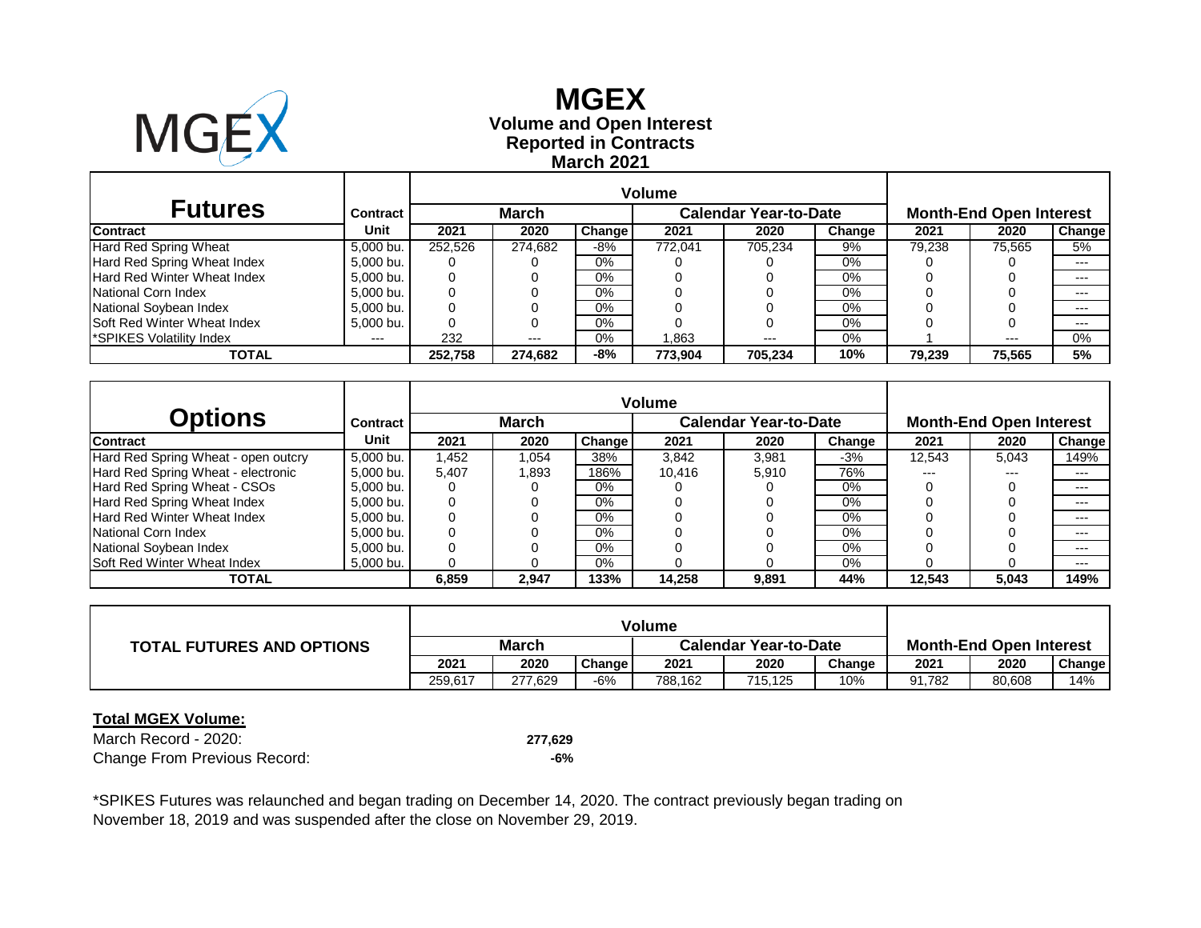# MGEX

**Volume and Open Interest**
**Reported in Contracts**
**March 2021**

| Futures | Contract | Volume | | | | | | Month-End Open Interest | | |
|---|---|---|---|---|---|---|---|---|---|---|
| | | March | | | Calendar Year-to-Date | | | | | |
| **Contract** | **Unit** | **2021** | **2020** | **Change** | **2021** | **2020** | **Change** | **2021** | **2020** | **Change** |
| Hard Red Spring Wheat | 5,000 bu. | 252,526 | 274,682 | -8% | 772,041 | 705,234 | 9% | 79,238 | 75,565 | 5% |
| Hard Red Spring Wheat Index | 5,000 bu. | 0 | 0 | 0% | 0 | 0 | 0% | 0 | 0 | --- |
| Hard Red Winter Wheat Index | 5,000 bu. | 0 | 0 | 0% | 0 | 0 | 0% | 0 | 0 | --- |
| National Corn Index | 5,000 bu. | 0 | 0 | 0% | 0 | 0 | 0% | 0 | 0 | --- |
| National Soybean Index | 5,000 bu. | 0 | 0 | 0% | 0 | 0 | 0% | 0 | 0 | --- |
| Soft Red Winter Wheat Index | 5,000 bu. | 0 | 0 | 0% | 0 | 0 | 0% | 0 | 0 | --- |
| *SPIKES Volatility Index | --- | 232 | --- | 0% | 1,863 | --- | 0% | 1 | --- | 0% |
| **TOTAL** | | **252,758** | **274,682** | **-8%** | **773,904** | **705,234** | **10%** | **79,239** | **75,565** | **5%** |

| Options | Contract | Volume | | | | | | Month-End Open Interest | | |
|---|---|---|---|---|---|---|---|---|---|---|
| | | March | | | Calendar Year-to-Date | | | | | |
| **Contract** | **Unit** | **2021** | **2020** | **Change** | **2021** | **2020** | **Change** | **2021** | **2020** | **Change** |
| Hard Red Spring Wheat - open outcry | 5,000 bu. | 1,452 | 1,054 | 38% | 3,842 | 3,981 | -3% | 12,543 | 5,043 | 149% |
| Hard Red Spring Wheat - electronic | 5,000 bu. | 5,407 | 1,893 | 186% | 10,416 | 5,910 | 76% | --- | --- | --- |
| Hard Red Spring Wheat - CSOs | 5,000 bu. | 0 | 0 | 0% | 0 | 0 | 0% | 0 | 0 | --- |
| Hard Red Spring Wheat Index | 5,000 bu. | 0 | 0 | 0% | 0 | 0 | 0% | 0 | 0 | --- |
| Hard Red Winter Wheat Index | 5,000 bu. | 0 | 0 | 0% | 0 | 0 | 0% | 0 | 0 | --- |
| National Corn Index | 5,000 bu. | 0 | 0 | 0% | 0 | 0 | 0% | 0 | 0 | --- |
| National Soybean Index | 5,000 bu. | 0 | 0 | 0% | 0 | 0 | 0% | 0 | 0 | --- |
| Soft Red Winter Wheat Index | 5,000 bu. | 0 | 0 | 0% | 0 | 0 | 0% | 0 | 0 | --- |
| **TOTAL** | | **6,859** | **2,947** | **133%** | **14,258** | **9,891** | **44%** | **12,543** | **5,043** | **149%** |

| TOTAL FUTURES AND OPTIONS | Volume | | | | | | Month-End Open Interest | | |
|---|---|---|---|---|---|---|---|---|---|
| | March | | | Calendar Year-to-Date | | | | | |
| | **2021** | **2020** | **Change** | **2021** | **2020** | **Change** | **2021** | **2020** | **Change** |
| | 259,617 | 277,629 | -6% | 788,162 | 715,125 | 10% | 91,782 | 80,608 | 14% |

**Total MGEX Volume:**

| | |
|---|---|
| March Record - 2020: | **277,629** |
| Change From Previous Record: | **-6%** |

*SPIKES Futures was relaunched and began trading on December 14, 2020. The contract previously began trading on November 18, 2019 and was suspended after the close on November 29, 2019.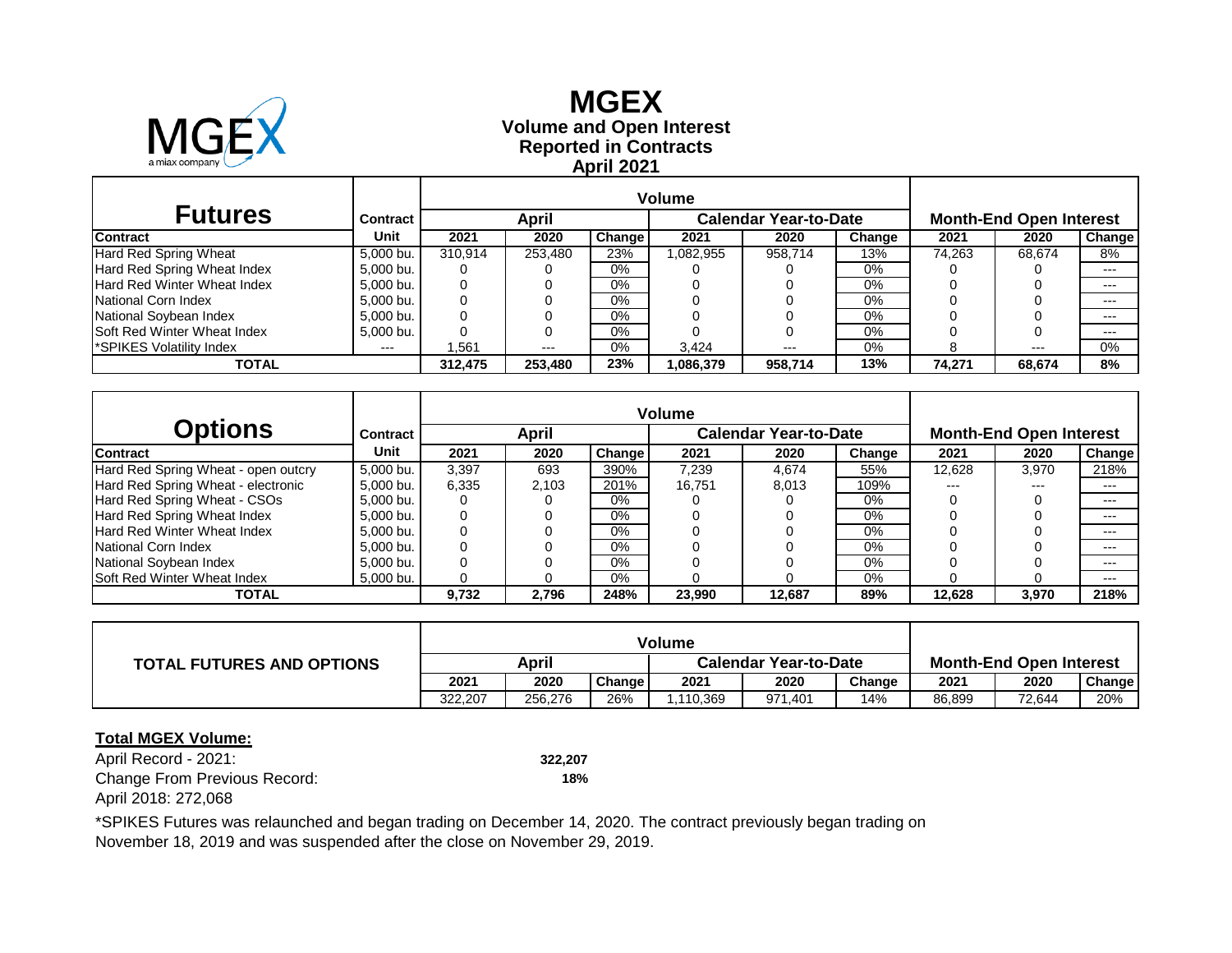# MGEX

**Volume and Open Interest**
**Reported in Contracts**
**April 2021**

| Futures | Contract | Volume | | | | | | Month-End Open Interest | | |
|---|---|---|---|---|---|---|---|---|---|---|
| | | April | | | Calendar Year-to-Date | | | | | |
| **Contract** | **Unit** | **2021** | **2020** | **Change** | **2021** | **2020** | **Change** | **2021** | **2020** | **Change** |
| Hard Red Spring Wheat | 5,000 bu. | 310,914 | 253,480 | 23% | 1,082,955 | 958,714 | 13% | 74,263 | 68,674 | 8% |
| Hard Red Spring Wheat Index | 5,000 bu. | 0 | 0 | 0% | 0 | 0 | 0% | 0 | 0 | --- |
| Hard Red Winter Wheat Index | 5,000 bu. | 0 | 0 | 0% | 0 | 0 | 0% | 0 | 0 | --- |
| National Corn Index | 5,000 bu. | 0 | 0 | 0% | 0 | 0 | 0% | 0 | 0 | --- |
| National Soybean Index | 5,000 bu. | 0 | 0 | 0% | 0 | 0 | 0% | 0 | 0 | --- |
| Soft Red Winter Wheat Index | 5,000 bu. | 0 | 0 | 0% | 0 | 0 | 0% | 0 | 0 | --- |
| *SPIKES Volatility Index | --- | 1,561 | --- | 0% | 3,424 | --- | 0% | 8 | --- | 0% |
| **TOTAL** | | **312,475** | **253,480** | **23%** | **1,086,379** | **958,714** | **13%** | **74,271** | **68,674** | **8%** |

| Options | Contract | Volume | | | | | | Month-End Open Interest | | |
|---|---|---|---|---|---|---|---|---|---|---|
| | | April | | | Calendar Year-to-Date | | | | | |
| **Contract** | **Unit** | **2021** | **2020** | **Change** | **2021** | **2020** | **Change** | **2021** | **2020** | **Change** |
| Hard Red Spring Wheat - open outcry | 5,000 bu. | 3,397 | 693 | 390% | 7,239 | 4,674 | 55% | 12,628 | 3,970 | 218% |
| Hard Red Spring Wheat - electronic | 5,000 bu. | 6,335 | 2,103 | 201% | 16,751 | 8,013 | 109% | --- | --- | --- |
| Hard Red Spring Wheat - CSOs | 5,000 bu. | 0 | 0 | 0% | 0 | 0 | 0% | 0 | 0 | --- |
| Hard Red Spring Wheat Index | 5,000 bu. | 0 | 0 | 0% | 0 | 0 | 0% | 0 | 0 | --- |
| Hard Red Winter Wheat Index | 5,000 bu. | 0 | 0 | 0% | 0 | 0 | 0% | 0 | 0 | --- |
| National Corn Index | 5,000 bu. | 0 | 0 | 0% | 0 | 0 | 0% | 0 | 0 | --- |
| National Soybean Index | 5,000 bu. | 0 | 0 | 0% | 0 | 0 | 0% | 0 | 0 | --- |
| Soft Red Winter Wheat Index | 5,000 bu. | 0 | 0 | 0% | 0 | 0 | 0% | 0 | 0 | --- |
| **TOTAL** | | **9,732** | **2,796** | **248%** | **23,990** | **12,687** | **89%** | **12,628** | **3,970** | **218%** |

| TOTAL FUTURES AND OPTIONS | Volume | | | | | | Month-End Open Interest | | |
|---|---|---|---|---|---|---|---|---|---|
| | April | | | Calendar Year-to-Date | | | | | |
| | **2021** | **2020** | **Change** | **2021** | **2020** | **Change** | **2021** | **2020** | **Change** |
| | 322,207 | 256,276 | 26% | 1,110,369 | 971,401 | 14% | 86,899 | 72,644 | 20% |

**Total MGEX Volume:**

April Record - 2021: **322,207**
Change From Previous Record: **18%**
April 2018: 272,068

*SPIKES Futures was relaunched and began trading on December 14, 2020. The contract previously began trading on November 18, 2019 and was suspended after the close on November 29, 2019.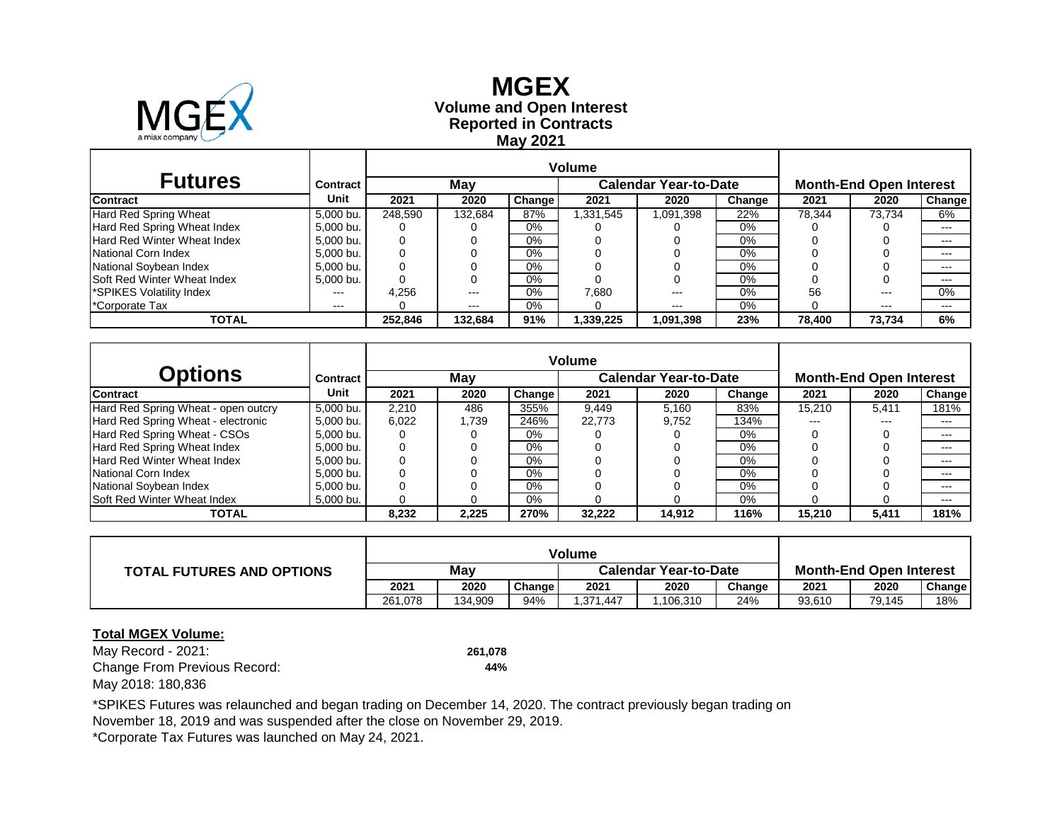# MGEX

**Volume and Open Interest**
**Reported in Contracts**
**May 2021**

| Futures | Contract Unit | Volume | | | | | | Month-End Open Interest | | |
|---|---|---|---|---|---|---|---|---|---|---|
| | | May | | | Calendar Year-to-Date | | | | | |
| Contract | | 2021 | 2020 | Change | 2021 | 2020 | Change | 2021 | 2020 | Change |
| Hard Red Spring Wheat | 5,000 bu. | 248,590 | 132,684 | 87% | 1,331,545 | 1,091,398 | 22% | 78,344 | 73,734 | 6% |
| Hard Red Spring Wheat Index | 5,000 bu. | 0 | 0 | 0% | 0 | 0 | 0% | 0 | 0 | --- |
| Hard Red Winter Wheat Index | 5,000 bu. | 0 | 0 | 0% | 0 | 0 | 0% | 0 | 0 | --- |
| National Corn Index | 5,000 bu. | 0 | 0 | 0% | 0 | 0 | 0% | 0 | 0 | --- |
| National Soybean Index | 5,000 bu. | 0 | 0 | 0% | 0 | 0 | 0% | 0 | 0 | --- |
| Soft Red Winter Wheat Index | 5,000 bu. | 0 | 0 | 0% | 0 | 0 | 0% | 0 | 0 | --- |
| *SPIKES Volatility Index | --- | 4,256 | --- | 0% | 7,680 | --- | 0% | 56 | --- | 0% |
| *Corporate Tax | --- | 0 | --- | 0% | 0 | --- | 0% | 0 | --- | --- |
| **TOTAL** | | **252,846** | **132,684** | **91%** | **1,339,225** | **1,091,398** | **23%** | **78,400** | **73,734** | **6%** |

| Options | Contract Unit | Volume | | | | | | Month-End Open Interest | | |
|---|---|---|---|---|---|---|---|---|---|---|
| | | May | | | Calendar Year-to-Date | | | | | |
| Contract | | 2021 | 2020 | Change | 2021 | 2020 | Change | 2021 | 2020 | Change |
| Hard Red Spring Wheat - open outcry | 5,000 bu. | 2,210 | 486 | 355% | 9,449 | 5,160 | 83% | 15,210 | 5,411 | 181% |
| Hard Red Spring Wheat - electronic | 5,000 bu. | 6,022 | 1,739 | 246% | 22,773 | 9,752 | 134% | --- | --- | --- |
| Hard Red Spring Wheat - CSOs | 5,000 bu. | 0 | 0 | 0% | 0 | 0 | 0% | 0 | 0 | --- |
| Hard Red Spring Wheat Index | 5,000 bu. | 0 | 0 | 0% | 0 | 0 | 0% | 0 | 0 | --- |
| Hard Red Winter Wheat Index | 5,000 bu. | 0 | 0 | 0% | 0 | 0 | 0% | 0 | 0 | --- |
| National Corn Index | 5,000 bu. | 0 | 0 | 0% | 0 | 0 | 0% | 0 | 0 | --- |
| National Soybean Index | 5,000 bu. | 0 | 0 | 0% | 0 | 0 | 0% | 0 | 0 | --- |
| Soft Red Winter Wheat Index | 5,000 bu. | 0 | 0 | 0% | 0 | 0 | 0% | 0 | 0 | --- |
| **TOTAL** | | **8,232** | **2,225** | **270%** | **32,222** | **14,912** | **116%** | **15,210** | **5,411** | **181%** |

| TOTAL FUTURES AND OPTIONS | Volume | | | | | | Month-End Open Interest | | |
|---|---|---|---|---|---|---|---|---|---|
| | May | | | Calendar Year-to-Date | | | | | |
| | 2021 | 2020 | Change | 2021 | 2020 | Change | 2021 | 2020 | Change |
| | 261,078 | 134,909 | 94% | 1,371,447 | 1,106,310 | 24% | 93,610 | 79,145 | 18% |

**Total MGEX Volume:**

May Record - 2021: **261,078**
Change From Previous Record: **44%**
May 2018: 180,836

*SPIKES Futures was relaunched and began trading on December 14, 2020. The contract previously began trading on November 18, 2019 and was suspended after the close on November 29, 2019.
*Corporate Tax Futures was launched on May 24, 2021.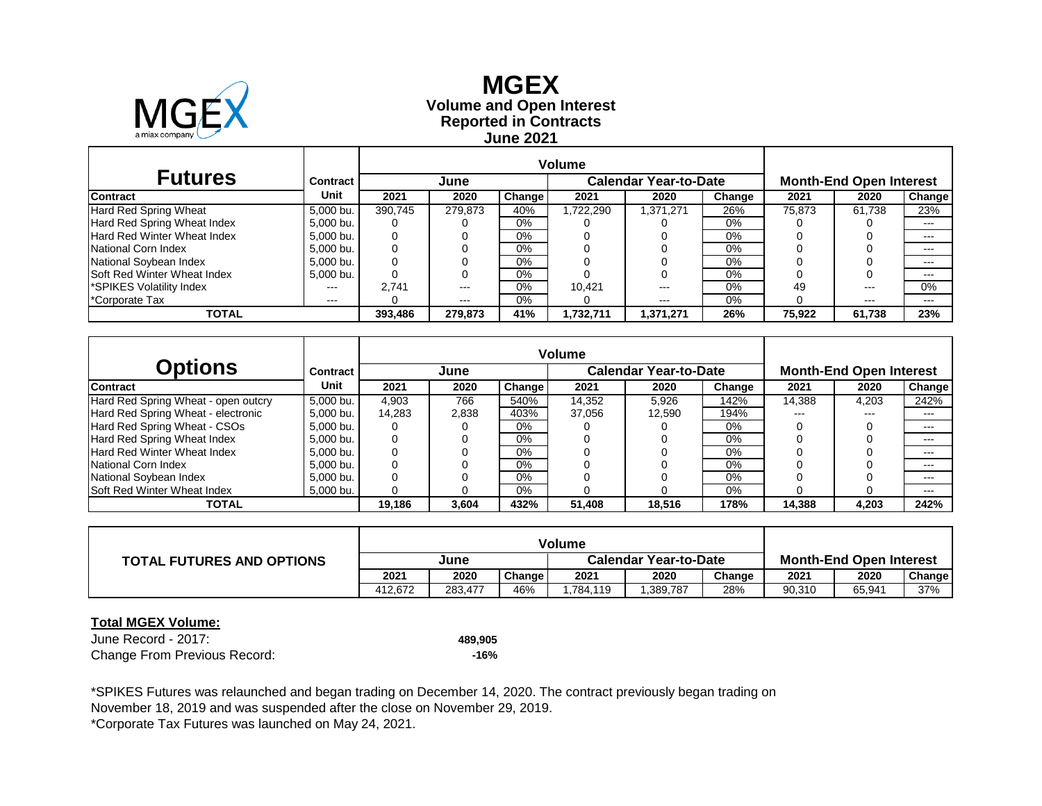# MGEX

**Volume and Open Interest**
**Reported in Contracts**
**June 2021**

| Futures | Contract | Volume | | | | | | Month-End Open Interest | | |
|---|---|---|---|---|---|---|---|---|---|---|
| | | June | | | Calendar Year-to-Date | | | | | |
| **Contract** | **Unit** | **2021** | **2020** | **Change** | **2021** | **2020** | **Change** | **2021** | **2020** | **Change** |
| Hard Red Spring Wheat | 5,000 bu. | 390,745 | 279,873 | 40% | 1,722,290 | 1,371,271 | 26% | 75,873 | 61,738 | 23% |
| Hard Red Spring Wheat Index | 5,000 bu. | 0 | 0 | 0% | 0 | 0 | 0% | 0 | 0 | --- |
| Hard Red Winter Wheat Index | 5,000 bu. | 0 | 0 | 0% | 0 | 0 | 0% | 0 | 0 | --- |
| National Corn Index | 5,000 bu. | 0 | 0 | 0% | 0 | 0 | 0% | 0 | 0 | --- |
| National Soybean Index | 5,000 bu. | 0 | 0 | 0% | 0 | 0 | 0% | 0 | 0 | --- |
| Soft Red Winter Wheat Index | 5,000 bu. | 0 | 0 | 0% | 0 | 0 | 0% | 0 | 0 | --- |
| *SPIKES Volatility Index | --- | 2,741 | --- | 0% | 10,421 | --- | 0% | 49 | --- | 0% |
| *Corporate Tax | --- | 0 | --- | 0% | 0 | --- | 0% | 0 | --- | --- |
| **TOTAL** | | **393,486** | **279,873** | **41%** | **1,732,711** | **1,371,271** | **26%** | **75,922** | **61,738** | **23%** |

| Options | Contract | Volume | | | | | | Month-End Open Interest | | |
|---|---|---|---|---|---|---|---|---|---|---|
| | | June | | | Calendar Year-to-Date | | | | | |
| **Contract** | **Unit** | **2021** | **2020** | **Change** | **2021** | **2020** | **Change** | **2021** | **2020** | **Change** |
| Hard Red Spring Wheat - open outcry | 5,000 bu. | 4,903 | 766 | 540% | 14,352 | 5,926 | 142% | 14,388 | 4,203 | 242% |
| Hard Red Spring Wheat - electronic | 5,000 bu. | 14,283 | 2,838 | 403% | 37,056 | 12,590 | 194% | --- | --- | --- |
| Hard Red Spring Wheat - CSOs | 5,000 bu. | 0 | 0 | 0% | 0 | 0 | 0% | 0 | 0 | --- |
| Hard Red Spring Wheat Index | 5,000 bu. | 0 | 0 | 0% | 0 | 0 | 0% | 0 | 0 | --- |
| Hard Red Winter Wheat Index | 5,000 bu. | 0 | 0 | 0% | 0 | 0 | 0% | 0 | 0 | --- |
| National Corn Index | 5,000 bu. | 0 | 0 | 0% | 0 | 0 | 0% | 0 | 0 | --- |
| National Soybean Index | 5,000 bu. | 0 | 0 | 0% | 0 | 0 | 0% | 0 | 0 | --- |
| Soft Red Winter Wheat Index | 5,000 bu. | 0 | 0 | 0% | 0 | 0 | 0% | 0 | 0 | --- |
| **TOTAL** | | **19,186** | **3,604** | **432%** | **51,408** | **18,516** | **178%** | **14,388** | **4,203** | **242%** |

| TOTAL FUTURES AND OPTIONS | Volume | | | | | | Month-End Open Interest | | |
|---|---|---|---|---|---|---|---|---|---|
| | June | | | Calendar Year-to-Date | | | | | |
| | **2021** | **2020** | **Change** | **2021** | **2020** | **Change** | **2021** | **2020** | **Change** |
| | 412,672 | 283,477 | 46% | 1,784,119 | 1,389,787 | 28% | 90,310 | 65,941 | 37% |

**Total MGEX Volume:**

| | |
|---|---|
| June Record - 2017: | **489,905** |
| Change From Previous Record: | **-16%** |

*SPIKES Futures was relaunched and began trading on December 14, 2020. The contract previously began trading on November 18, 2019 and was suspended after the close on November 29, 2019.

*Corporate Tax Futures was launched on May 24, 2021.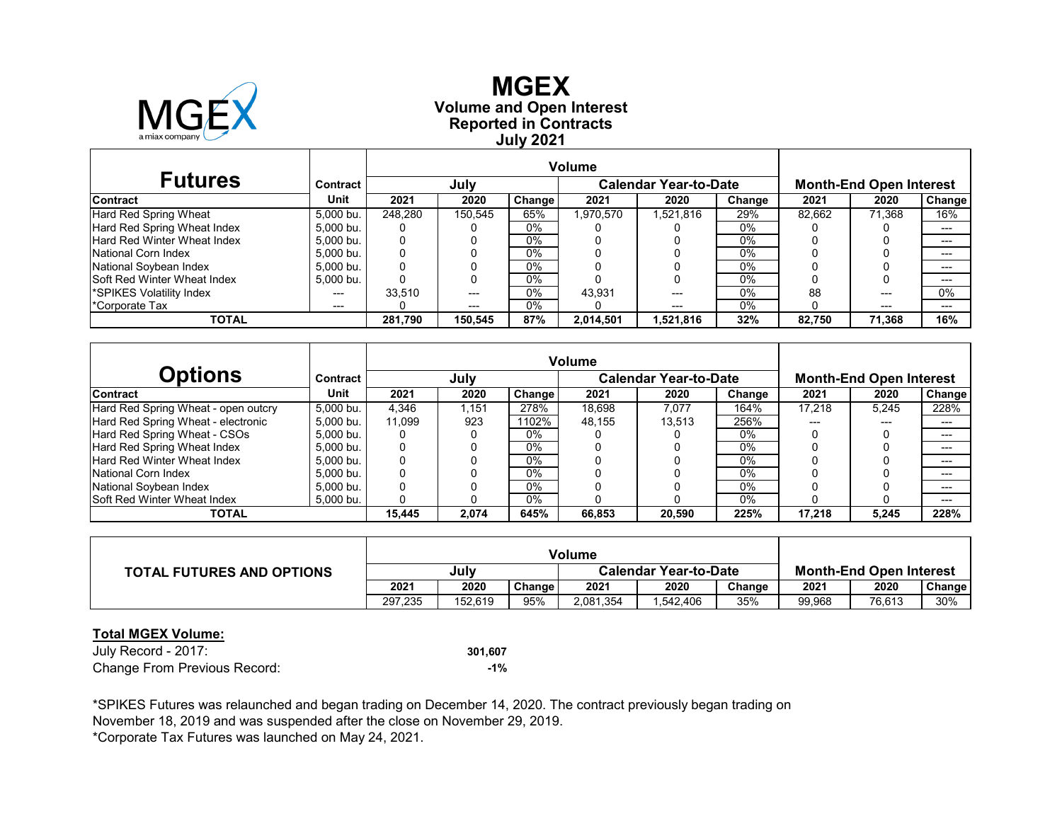# MGEX

## Volume and Open Interest
## Reported in Contracts
## July 2021

| Futures | Contract | Volume | | | | | | Month-End Open Interest | | |
|---|---|---|---|---|---|---|---|---|---|---|
| | | July | | | Calendar Year-to-Date | | | | | |
| Contract | Unit | 2021 | 2020 | Change | 2021 | 2020 | Change | 2021 | 2020 | Change |
| Hard Red Spring Wheat | 5,000 bu. | 248,280 | 150,545 | 65% | 1,970,570 | 1,521,816 | 29% | 82,662 | 71,368 | 16% |
| Hard Red Spring Wheat Index | 5,000 bu. | 0 | 0 | 0% | 0 | 0 | 0% | 0 | 0 | --- |
| Hard Red Winter Wheat Index | 5,000 bu. | 0 | 0 | 0% | 0 | 0 | 0% | 0 | 0 | --- |
| National Corn Index | 5,000 bu. | 0 | 0 | 0% | 0 | 0 | 0% | 0 | 0 | --- |
| National Soybean Index | 5,000 bu. | 0 | 0 | 0% | 0 | 0 | 0% | 0 | 0 | --- |
| Soft Red Winter Wheat Index | 5,000 bu. | 0 | 0 | 0% | 0 | 0 | 0% | 0 | 0 | --- |
| *SPIKES Volatility Index | --- | 33,510 | --- | 0% | 43,931 | --- | 0% | 88 | --- | 0% |
| *Corporate Tax | --- | 0 | --- | 0% | 0 | --- | 0% | 0 | --- | --- |
| **TOTAL** | | **281,790** | **150,545** | **87%** | **2,014,501** | **1,521,816** | **32%** | **82,750** | **71,368** | **16%** |

| Options | Contract | Volume | | | | | | Month-End Open Interest | | |
|---|---|---|---|---|---|---|---|---|---|---|
| | | July | | | Calendar Year-to-Date | | | | | |
| Contract | Unit | 2021 | 2020 | Change | 2021 | 2020 | Change | 2021 | 2020 | Change |
| Hard Red Spring Wheat - open outcry | 5,000 bu. | 4,346 | 1,151 | 278% | 18,698 | 7,077 | 164% | 17,218 | 5,245 | 228% |
| Hard Red Spring Wheat - electronic | 5,000 bu. | 11,099 | 923 | 1102% | 48,155 | 13,513 | 256% | --- | --- | --- |
| Hard Red Spring Wheat - CSOs | 5,000 bu. | 0 | 0 | 0% | 0 | 0 | 0% | 0 | 0 | --- |
| Hard Red Spring Wheat Index | 5,000 bu. | 0 | 0 | 0% | 0 | 0 | 0% | 0 | 0 | --- |
| Hard Red Winter Wheat Index | 5,000 bu. | 0 | 0 | 0% | 0 | 0 | 0% | 0 | 0 | --- |
| National Corn Index | 5,000 bu. | 0 | 0 | 0% | 0 | 0 | 0% | 0 | 0 | --- |
| National Soybean Index | 5,000 bu. | 0 | 0 | 0% | 0 | 0 | 0% | 0 | 0 | --- |
| Soft Red Winter Wheat Index | 5,000 bu. | 0 | 0 | 0% | 0 | 0 | 0% | 0 | 0 | --- |
| **TOTAL** | | **15,445** | **2,074** | **645%** | **66,853** | **20,590** | **225%** | **17,218** | **5,245** | **228%** |

| TOTAL FUTURES AND OPTIONS | Volume | | | | | | Month-End Open Interest | | |
|---|---|---|---|---|---|---|---|---|---|
| | July | | | Calendar Year-to-Date | | | | | |
| | 2021 | 2020 | Change | 2021 | 2020 | Change | 2021 | 2020 | Change |
| | 297,235 | 152,619 | 95% | 2,081,354 | 1,542,406 | 35% | 99,968 | 76,613 | 30% |

**Total MGEX Volume:**

| | |
|---|---|
| July Record - 2017: | **301,607** |
| Change From Previous Record: | **-1%** |

*SPIKES Futures was relaunched and began trading on December 14, 2020. The contract previously began trading on November 18, 2019 and was suspended after the close on November 29, 2019.

*Corporate Tax Futures was launched on May 24, 2021.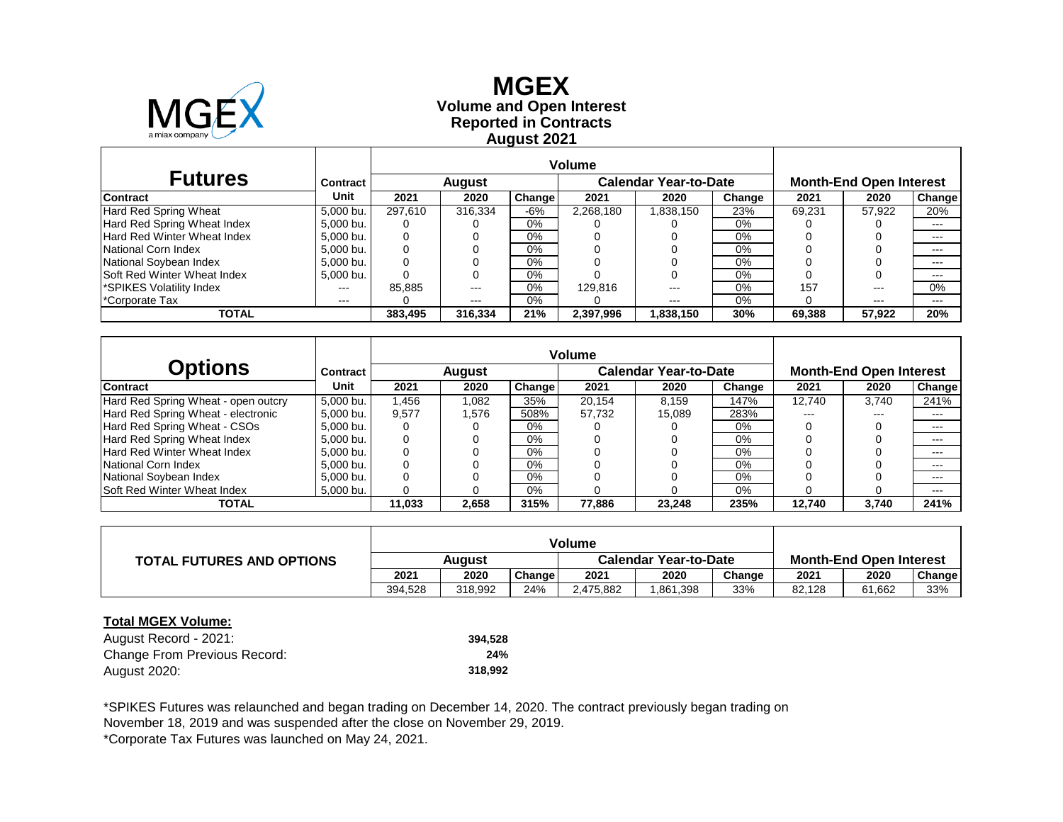# MGEX

**Volume and Open Interest**
**Reported in Contracts**
**August 2021**

| Futures | Contract | Volume | | | | | | Month-End Open Interest | | |
|---|---|---|---|---|---|---|---|---|---|---|
| | | August | | | Calendar Year-to-Date | | | | | |
| Contract | Unit | 2021 | 2020 | Change | 2021 | 2020 | Change | 2021 | 2020 | Change |
| Hard Red Spring Wheat | 5,000 bu. | 297,610 | 316,334 | -6% | 2,268,180 | 1,838,150 | 23% | 69,231 | 57,922 | 20% |
| Hard Red Spring Wheat Index | 5,000 bu. | 0 | 0 | 0% | 0 | 0 | 0% | 0 | 0 | --- |
| Hard Red Winter Wheat Index | 5,000 bu. | 0 | 0 | 0% | 0 | 0 | 0% | 0 | 0 | --- |
| National Corn Index | 5,000 bu. | 0 | 0 | 0% | 0 | 0 | 0% | 0 | 0 | --- |
| National Soybean Index | 5,000 bu. | 0 | 0 | 0% | 0 | 0 | 0% | 0 | 0 | --- |
| Soft Red Winter Wheat Index | 5,000 bu. | 0 | 0 | 0% | 0 | 0 | 0% | 0 | 0 | --- |
| *SPIKES Volatility Index | --- | 85,885 | --- | 0% | 129,816 | --- | 0% | 157 | --- | 0% |
| *Corporate Tax | --- | 0 | --- | 0% | 0 | --- | 0% | 0 | --- | --- |
| **TOTAL** | | **383,495** | **316,334** | **21%** | **2,397,996** | **1,838,150** | **30%** | **69,388** | **57,922** | **20%** |

| Options | Contract | Volume | | | | | | Month-End Open Interest | | |
|---|---|---|---|---|---|---|---|---|---|---|
| | | August | | | Calendar Year-to-Date | | | | | |
| Contract | Unit | 2021 | 2020 | Change | 2021 | 2020 | Change | 2021 | 2020 | Change |
| Hard Red Spring Wheat - open outcry | 5,000 bu. | 1,456 | 1,082 | 35% | 20,154 | 8,159 | 147% | 12,740 | 3,740 | 241% |
| Hard Red Spring Wheat - electronic | 5,000 bu. | 9,577 | 1,576 | 508% | 57,732 | 15,089 | 283% | --- | --- | --- |
| Hard Red Spring Wheat - CSOs | 5,000 bu. | 0 | 0 | 0% | 0 | 0 | 0% | 0 | 0 | --- |
| Hard Red Spring Wheat Index | 5,000 bu. | 0 | 0 | 0% | 0 | 0 | 0% | 0 | 0 | --- |
| Hard Red Winter Wheat Index | 5,000 bu. | 0 | 0 | 0% | 0 | 0 | 0% | 0 | 0 | --- |
| National Corn Index | 5,000 bu. | 0 | 0 | 0% | 0 | 0 | 0% | 0 | 0 | --- |
| National Soybean Index | 5,000 bu. | 0 | 0 | 0% | 0 | 0 | 0% | 0 | 0 | --- |
| Soft Red Winter Wheat Index | 5,000 bu. | 0 | 0 | 0% | 0 | 0 | 0% | 0 | 0 | --- |
| **TOTAL** | | **11,033** | **2,658** | **315%** | **77,886** | **23,248** | **235%** | **12,740** | **3,740** | **241%** |

| TOTAL FUTURES AND OPTIONS | Volume | | | | | | Month-End Open Interest | | |
|---|---|---|---|---|---|---|---|---|---|
| | August | | | Calendar Year-to-Date | | | | | |
| | 2021 | 2020 | Change | 2021 | 2020 | Change | 2021 | 2020 | Change |
| | 394,528 | 318,992 | 24% | 2,475,882 | 1,861,398 | 33% | 82,128 | 61,662 | 33% |

**Total MGEX Volume:**

| | |
|---|---|
| August Record - 2021: | **394,528** |
| Change From Previous Record: | **24%** |
| August 2020: | **318,992** |

*SPIKES Futures was relaunched and began trading on December 14, 2020. The contract previously began trading on November 18, 2019 and was suspended after the close on November 29, 2019.

*Corporate Tax Futures was launched on May 24, 2021.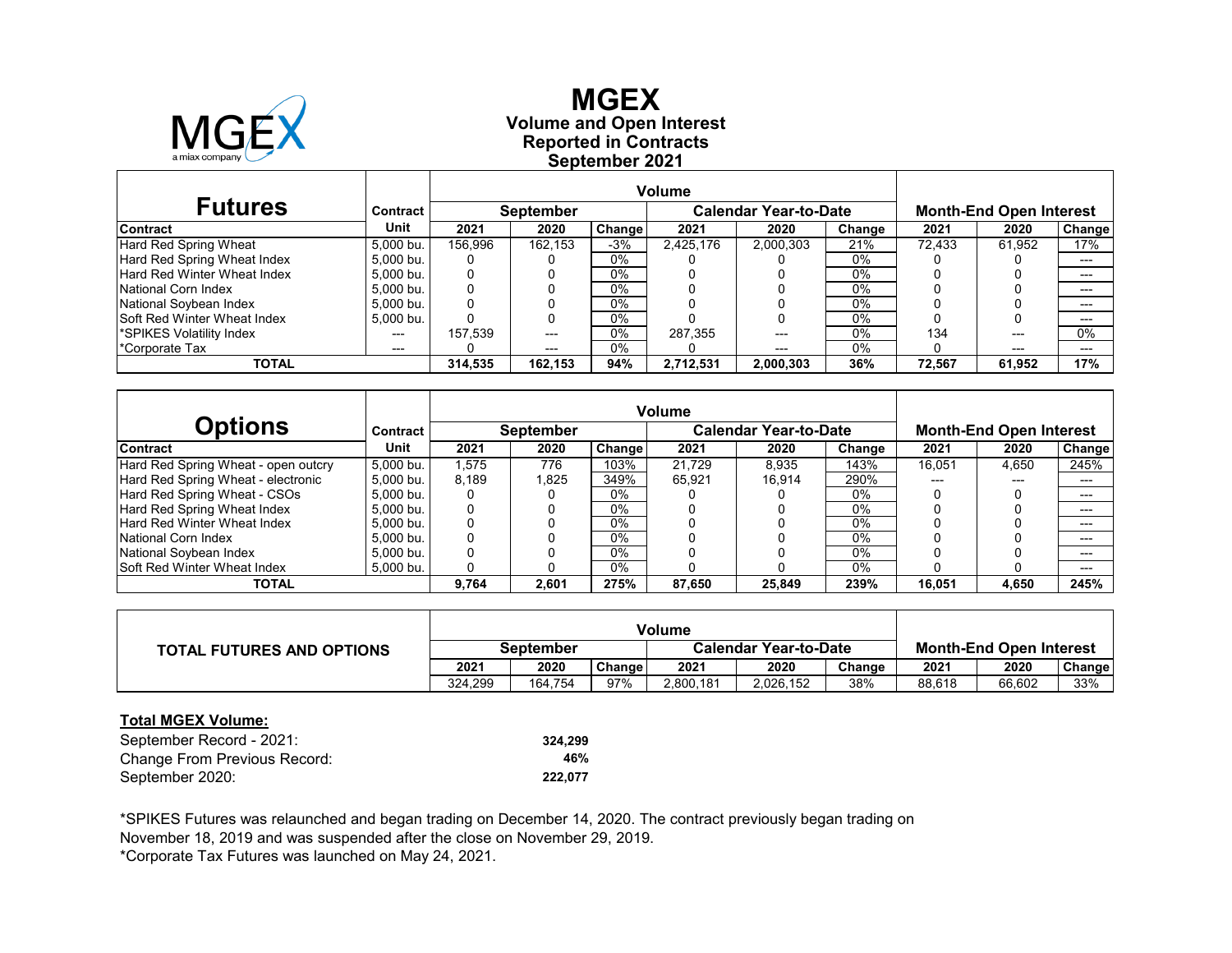# MGEX

**Volume and Open Interest**
**Reported in Contracts**
**September 2021**

| Futures | Contract | Volume | | | | | | Month-End Open Interest | | |
|---|---|---|---|---|---|---|---|---|---|---|
| | | September | | | Calendar Year-to-Date | | | | | |
| Contract | Unit | 2021 | 2020 | Change | 2021 | 2020 | Change | 2021 | 2020 | Change |
| Hard Red Spring Wheat | 5,000 bu. | 156,996 | 162,153 | -3% | 2,425,176 | 2,000,303 | 21% | 72,433 | 61,952 | 17% |
| Hard Red Spring Wheat Index | 5,000 bu. | 0 | 0 | 0% | 0 | 0 | 0% | 0 | 0 | --- |
| Hard Red Winter Wheat Index | 5,000 bu. | 0 | 0 | 0% | 0 | 0 | 0% | 0 | 0 | --- |
| National Corn Index | 5,000 bu. | 0 | 0 | 0% | 0 | 0 | 0% | 0 | 0 | --- |
| National Soybean Index | 5,000 bu. | 0 | 0 | 0% | 0 | 0 | 0% | 0 | 0 | --- |
| Soft Red Winter Wheat Index | 5,000 bu. | 0 | 0 | 0% | 0 | 0 | 0% | 0 | 0 | --- |
| *SPIKES Volatility Index | --- | 157,539 | --- | 0% | 287,355 | --- | 0% | 134 | --- | 0% |
| *Corporate Tax | --- | 0 | --- | 0% | 0 | --- | 0% | 0 | --- | --- |
| **TOTAL** | | **314,535** | **162,153** | **94%** | **2,712,531** | **2,000,303** | **36%** | **72,567** | **61,952** | **17%** |

| Options | Contract | Volume | | | | | | Month-End Open Interest | | |
|---|---|---|---|---|---|---|---|---|---|---|
| | | September | | | Calendar Year-to-Date | | | | | |
| Contract | Unit | 2021 | 2020 | Change | 2021 | 2020 | Change | 2021 | 2020 | Change |
| Hard Red Spring Wheat - open outcry | 5,000 bu. | 1,575 | 776 | 103% | 21,729 | 8,935 | 143% | 16,051 | 4,650 | 245% |
| Hard Red Spring Wheat - electronic | 5,000 bu. | 8,189 | 1,825 | 349% | 65,921 | 16,914 | 290% | --- | --- | --- |
| Hard Red Spring Wheat - CSOs | 5,000 bu. | 0 | 0 | 0% | 0 | 0 | 0% | 0 | 0 | --- |
| Hard Red Spring Wheat Index | 5,000 bu. | 0 | 0 | 0% | 0 | 0 | 0% | 0 | 0 | --- |
| Hard Red Winter Wheat Index | 5,000 bu. | 0 | 0 | 0% | 0 | 0 | 0% | 0 | 0 | --- |
| National Corn Index | 5,000 bu. | 0 | 0 | 0% | 0 | 0 | 0% | 0 | 0 | --- |
| National Soybean Index | 5,000 bu. | 0 | 0 | 0% | 0 | 0 | 0% | 0 | 0 | --- |
| Soft Red Winter Wheat Index | 5,000 bu. | 0 | 0 | 0% | 0 | 0 | 0% | 0 | 0 | --- |
| **TOTAL** | | **9,764** | **2,601** | **275%** | **87,650** | **25,849** | **239%** | **16,051** | **4,650** | **245%** |

| TOTAL FUTURES AND OPTIONS | Volume | | | | | | Month-End Open Interest | | |
|---|---|---|---|---|---|---|---|---|---|
| | September | | | Calendar Year-to-Date | | | | | |
| | 2021 | 2020 | Change | 2021 | 2020 | Change | 2021 | 2020 | Change |
| | 324,299 | 164,754 | 97% | 2,800,181 | 2,026,152 | 38% | 88,618 | 66,602 | 33% |

**Total MGEX Volume:**

| | |
|---|---|
| September Record - 2021: | **324,299** |
| Change From Previous Record: | **46%** |
| September 2020: | **222,077** |

*SPIKES Futures was relaunched and began trading on December 14, 2020. The contract previously began trading on November 18, 2019 and was suspended after the close on November 29, 2019.

*Corporate Tax Futures was launched on May 24, 2021.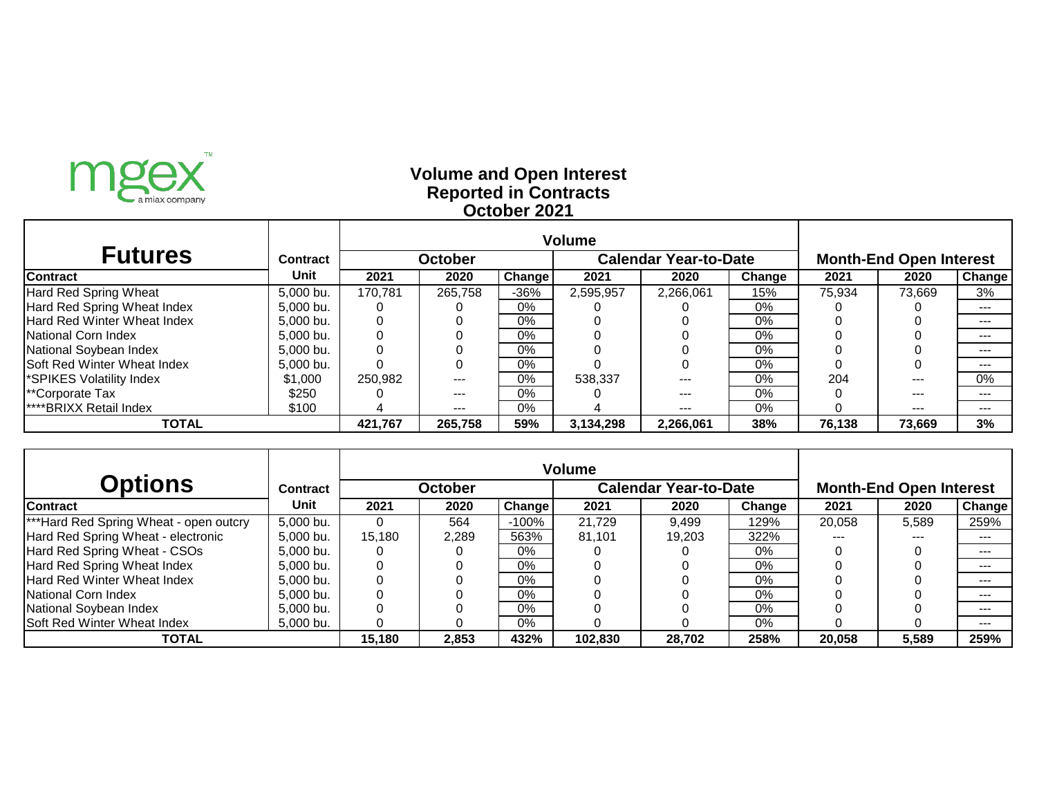mgex™ a miax company

## Volume and Open Interest
## Reported in Contracts
## October 2021

| Futures | Contract | Volume | | | | | | Month-End Open Interest | | |
|---|---|---|---|---|---|---|---|---|---|---|
| | | October | | | Calendar Year-to-Date | | | | | |
| **Contract** | **Unit** | **2021** | **2020** | **Change** | **2021** | **2020** | **Change** | **2021** | **2020** | **Change** |
| Hard Red Spring Wheat | 5,000 bu. | 170,781 | 265,758 | -36% | 2,595,957 | 2,266,061 | 15% | 75,934 | 73,669 | 3% |
| Hard Red Spring Wheat Index | 5,000 bu. | 0 | 0 | 0% | 0 | 0 | 0% | 0 | 0 | --- |
| Hard Red Winter Wheat Index | 5,000 bu. | 0 | 0 | 0% | 0 | 0 | 0% | 0 | 0 | --- |
| National Corn Index | 5,000 bu. | 0 | 0 | 0% | 0 | 0 | 0% | 0 | 0 | --- |
| National Soybean Index | 5,000 bu. | 0 | 0 | 0% | 0 | 0 | 0% | 0 | 0 | --- |
| Soft Red Winter Wheat Index | 5,000 bu. | 0 | 0 | 0% | 0 | 0 | 0% | 0 | 0 | --- |
| *SPIKES Volatility Index | $1,000 | 250,982 | --- | 0% | 538,337 | --- | 0% | 204 | --- | 0% |
| **Corporate Tax | $250 | 0 | --- | 0% | 0 | --- | 0% | 0 | --- | --- |
| ****BRIXX Retail Index | $100 | 4 | --- | 0% | 4 | --- | 0% | 0 | --- | --- |
| **TOTAL** | | **421,767** | **265,758** | **59%** | **3,134,298** | **2,266,061** | **38%** | **76,138** | **73,669** | **3%** |

| Options | Contract | Volume | | | | | | Month-End Open Interest | | |
|---|---|---|---|---|---|---|---|---|---|---|
| | | October | | | Calendar Year-to-Date | | | | | |
| **Contract** | **Unit** | **2021** | **2020** | **Change** | **2021** | **2020** | **Change** | **2021** | **2020** | **Change** |
| ***Hard Red Spring Wheat - open outcry | 5,000 bu. | 0 | 564 | -100% | 21,729 | 9,499 | 129% | 20,058 | 5,589 | 259% |
| Hard Red Spring Wheat - electronic | 5,000 bu. | 15,180 | 2,289 | 563% | 81,101 | 19,203 | 322% | --- | --- | --- |
| Hard Red Spring Wheat - CSOs | 5,000 bu. | 0 | 0 | 0% | 0 | 0 | 0% | 0 | 0 | --- |
| Hard Red Spring Wheat Index | 5,000 bu. | 0 | 0 | 0% | 0 | 0 | 0% | 0 | 0 | --- |
| Hard Red Winter Wheat Index | 5,000 bu. | 0 | 0 | 0% | 0 | 0 | 0% | 0 | 0 | --- |
| National Corn Index | 5,000 bu. | 0 | 0 | 0% | 0 | 0 | 0% | 0 | 0 | --- |
| National Soybean Index | 5,000 bu. | 0 | 0 | 0% | 0 | 0 | 0% | 0 | 0 | --- |
| Soft Red Winter Wheat Index | 5,000 bu. | 0 | 0 | 0% | 0 | 0 | 0% | 0 | 0 | --- |
| **TOTAL** | | **15,180** | **2,853** | **432%** | **102,830** | **28,702** | **258%** | **20,058** | **5,589** | **259%** |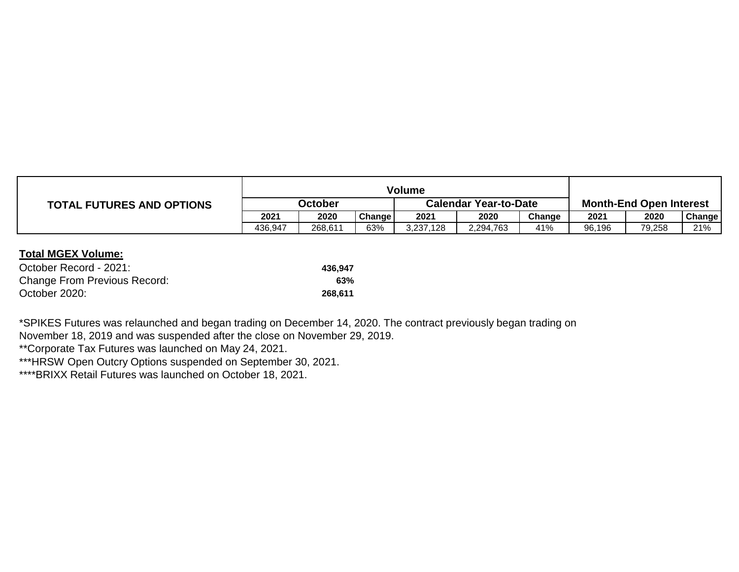| TOTAL FUTURES AND OPTIONS | Volume | | | | | | Month-End Open Interest | | |
|---|---|---|---|---|---|---|---|---|---|
| | October | | | Calendar Year-to-Date | | | | | |
| | 2021 | 2020 | Change | 2021 | 2020 | Change | 2021 | 2020 | Change |
| | 436,947 | 268,611 | 63% | 3,237,128 | 2,294,763 | 41% | 96,196 | 79,258 | 21% |

**Total MGEX Volume:**

| | |
|---|---|
| October Record - 2021: | **436,947** |
| Change From Previous Record: | **63%** |
| October 2020: | **268,611** |

*SPIKES Futures was relaunched and began trading on December 14, 2020. The contract previously began trading on November 18, 2019 and was suspended after the close on November 29, 2019.
**Corporate Tax Futures was launched on May 24, 2021.
***HRSW Open Outcry Options suspended on September 30, 2021.
****BRIXX Retail Futures was launched on October 18, 2021.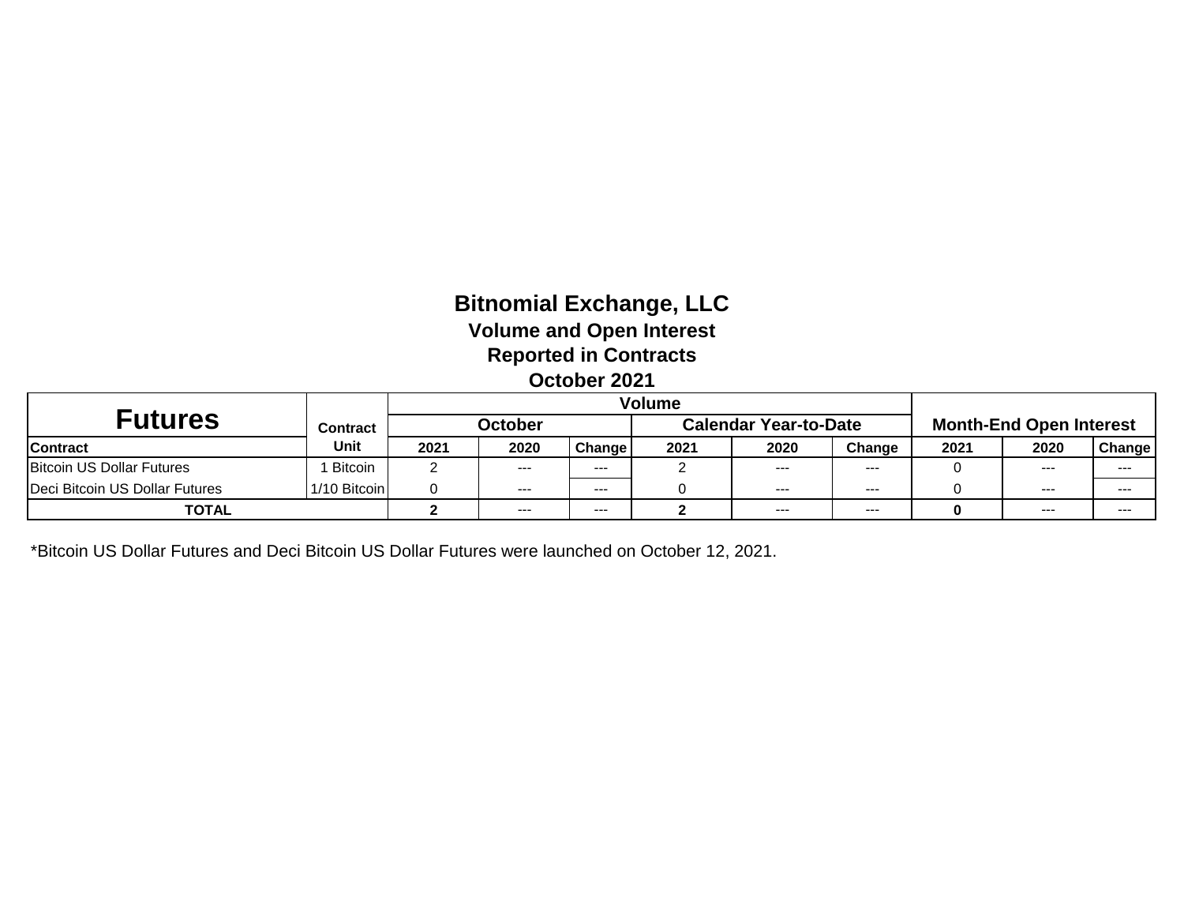# Bitnomial Exchange, LLC

## Volume and Open Interest

## Reported in Contracts

## October 2021

| Futures | Contract Unit | Volume | | | | | | Month-End Open Interest | | |
|---|---|---|---|---|---|---|---|---|---|---|
| | | October | | | Calendar Year-to-Date | | | | | |
| Contract | | 2021 | 2020 | Change | 2021 | 2020 | Change | 2021 | 2020 | Change |
| Bitcoin US Dollar Futures | 1 Bitcoin | 2 | --- | --- | 2 | --- | --- | 0 | --- | --- |
| Deci Bitcoin US Dollar Futures | 1/10 Bitcoin | 0 | --- | --- | 0 | --- | --- | 0 | --- | --- |
| **TOTAL** | | **2** | --- | --- | **2** | --- | --- | **0** | --- | --- |

*Bitcoin US Dollar Futures and Deci Bitcoin US Dollar Futures were launched on October 12, 2021.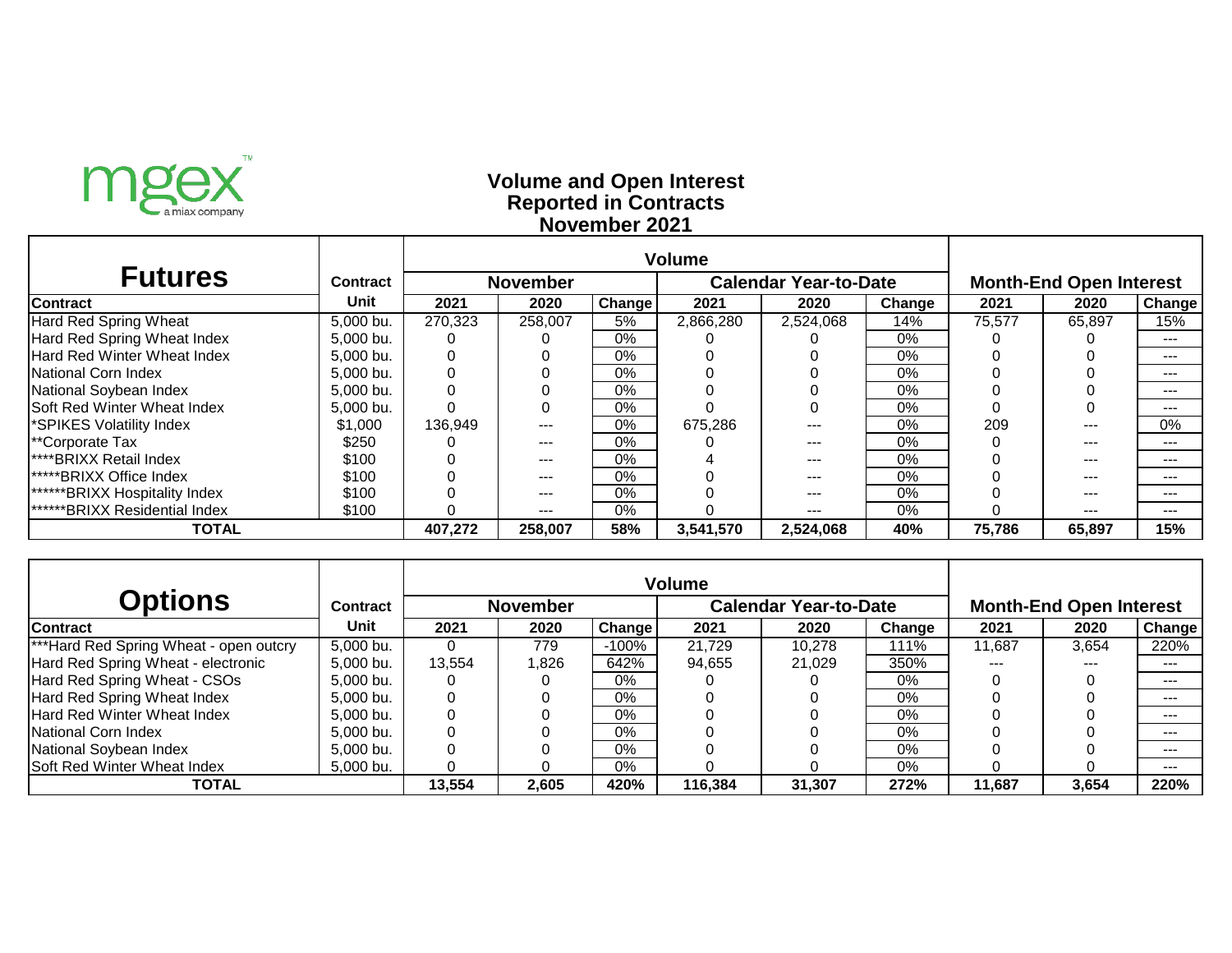mgex
a miax company

## Volume and Open Interest
## Reported in Contracts
## November 2021

| Futures | Contract | Volume | | | | | | Month-End Open Interest | | |
|---|---|---|---|---|---|---|---|---|---|---|
| | | November | | | Calendar Year-to-Date | | | | | |
| Contract | Unit | 2021 | 2020 | Change | 2021 | 2020 | Change | 2021 | 2020 | Change |
| Hard Red Spring Wheat | 5,000 bu. | 270,323 | 258,007 | 5% | 2,866,280 | 2,524,068 | 14% | 75,577 | 65,897 | 15% |
| Hard Red Spring Wheat Index | 5,000 bu. | 0 | 0 | 0% | 0 | 0 | 0% | 0 | 0 | --- |
| Hard Red Winter Wheat Index | 5,000 bu. | 0 | 0 | 0% | 0 | 0 | 0% | 0 | 0 | --- |
| National Corn Index | 5,000 bu. | 0 | 0 | 0% | 0 | 0 | 0% | 0 | 0 | --- |
| National Soybean Index | 5,000 bu. | 0 | 0 | 0% | 0 | 0 | 0% | 0 | 0 | --- |
| Soft Red Winter Wheat Index | 5,000 bu. | 0 | 0 | 0% | 0 | 0 | 0% | 0 | 0 | --- |
| *SPIKES Volatility Index | $1,000 | 136,949 | --- | 0% | 675,286 | --- | 0% | 209 | --- | 0% |
| **Corporate Tax | $250 | 0 | --- | 0% | 0 | --- | 0% | 0 | --- | --- |
| ****BRIXX Retail Index | $100 | 0 | --- | 0% | 4 | --- | 0% | 0 | --- | --- |
| *****BRIXX Office Index | $100 | 0 | --- | 0% | 0 | --- | 0% | 0 | --- | --- |
| ******BRIXX Hospitality Index | $100 | 0 | --- | 0% | 0 | --- | 0% | 0 | --- | --- |
| ******BRIXX Residential Index | $100 | 0 | --- | 0% | 0 | --- | 0% | 0 | --- | --- |
| **TOTAL** | | **407,272** | **258,007** | **58%** | **3,541,570** | **2,524,068** | **40%** | **75,786** | **65,897** | **15%** |

| Options | Contract | Volume | | | | | | Month-End Open Interest | | |
|---|---|---|---|---|---|---|---|---|---|---|
| | | November | | | Calendar Year-to-Date | | | | | |
| Contract | Unit | 2021 | 2020 | Change | 2021 | 2020 | Change | 2021 | 2020 | Change |
| ***Hard Red Spring Wheat - open outcry | 5,000 bu. | 0 | 779 | -100% | 21,729 | 10,278 | 111% | 11,687 | 3,654 | 220% |
| Hard Red Spring Wheat - electronic | 5,000 bu. | 13,554 | 1,826 | 642% | 94,655 | 21,029 | 350% | --- | --- | --- |
| Hard Red Spring Wheat - CSOs | 5,000 bu. | 0 | 0 | 0% | 0 | 0 | 0% | 0 | 0 | --- |
| Hard Red Spring Wheat Index | 5,000 bu. | 0 | 0 | 0% | 0 | 0 | 0% | 0 | 0 | --- |
| Hard Red Winter Wheat Index | 5,000 bu. | 0 | 0 | 0% | 0 | 0 | 0% | 0 | 0 | --- |
| National Corn Index | 5,000 bu. | 0 | 0 | 0% | 0 | 0 | 0% | 0 | 0 | --- |
| National Soybean Index | 5,000 bu. | 0 | 0 | 0% | 0 | 0 | 0% | 0 | 0 | --- |
| Soft Red Winter Wheat Index | 5,000 bu. | 0 | 0 | 0% | 0 | 0 | 0% | 0 | 0 | --- |
| **TOTAL** | | **13,554** | **2,605** | **420%** | **116,384** | **31,307** | **272%** | **11,687** | **3,654** | **220%** |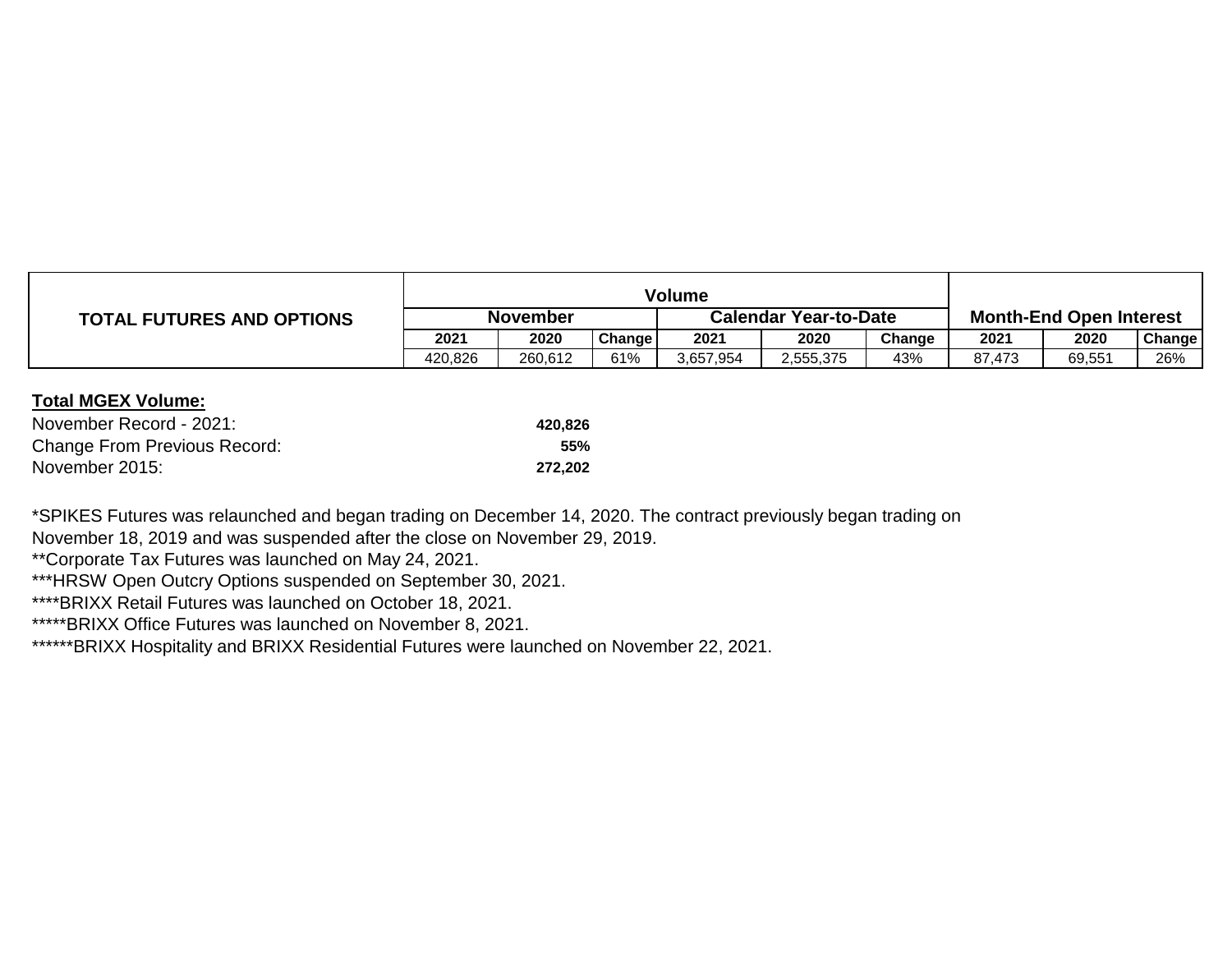| TOTAL FUTURES AND OPTIONS | Volume | | | | | | Month-End Open Interest | | |
|---|---|---|---|---|---|---|---|---|---|
| | November | | | Calendar Year-to-Date | | | | | |
| | 2021 | 2020 | Change | 2021 | 2020 | Change | 2021 | 2020 | Change |
| | 420,826 | 260,612 | 61% | 3,657,954 | 2,555,375 | 43% | 87,473 | 69,551 | 26% |

**Total MGEX Volume:**

| | |
|---|---|
| November Record - 2021: | **420,826** |
| Change From Previous Record: | **55%** |
| November 2015: | **272,202** |

*SPIKES Futures was relaunched and began trading on December 14, 2020. The contract previously began trading on November 18, 2019 and was suspended after the close on November 29, 2019.

**Corporate Tax Futures was launched on May 24, 2021.

***HRSW Open Outcry Options suspended on September 30, 2021.

****BRIXX Retail Futures was launched on October 18, 2021.

*****BRIXX Office Futures was launched on November 8, 2021.

******BRIXX Hospitality and BRIXX Residential Futures were launched on November 22, 2021.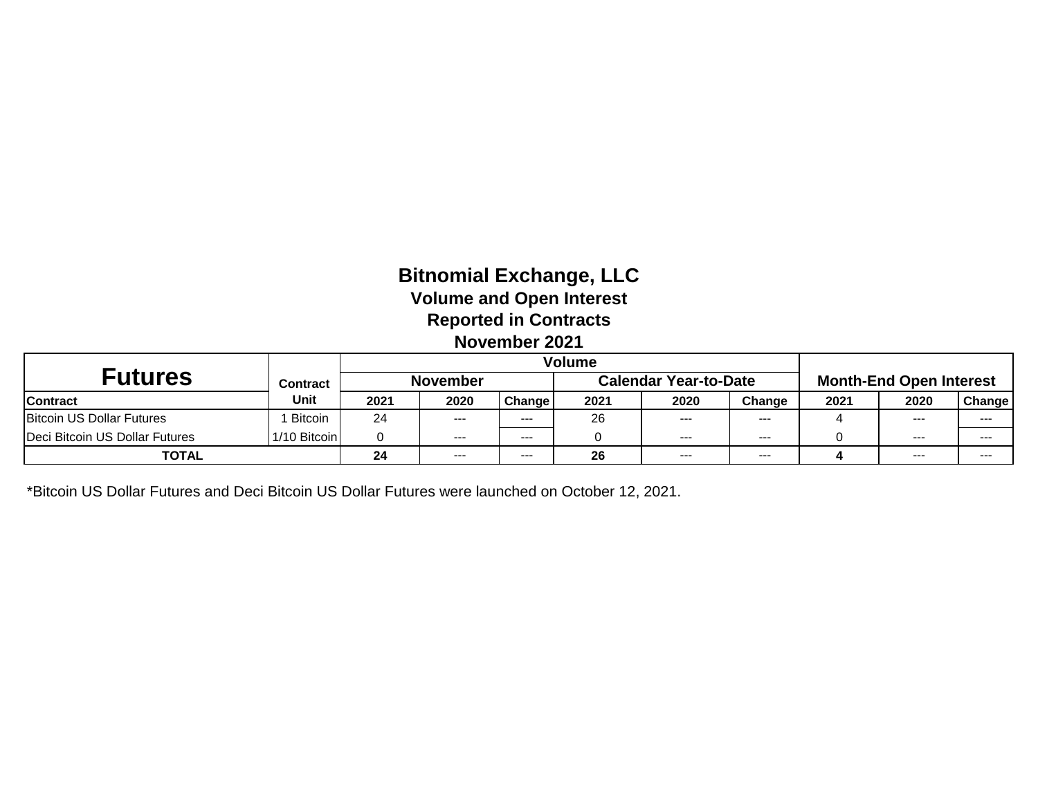# Bitnomial Exchange, LLC

**Volume and Open Interest**

**Reported in Contracts**

**November 2021**

| Futures | Contract | Volume | | | | | | Month-End Open Interest | | |
|---|---|---|---|---|---|---|---|---|---|---|
| | | November | | | Calendar Year-to-Date | | | | | |
| Contract | Unit | 2021 | 2020 | Change | 2021 | 2020 | Change | 2021 | 2020 | Change |
| Bitcoin US Dollar Futures | 1 Bitcoin | 24 | --- | --- | 26 | --- | --- | 4 | --- | --- |
| Deci Bitcoin US Dollar Futures | 1/10 Bitcoin | 0 | --- | --- | 0 | --- | --- | 0 | --- | --- |
| **TOTAL** | | **24** | --- | --- | **26** | --- | --- | **4** | --- | --- |

*Bitcoin US Dollar Futures and Deci Bitcoin US Dollar Futures were launched on October 12, 2021.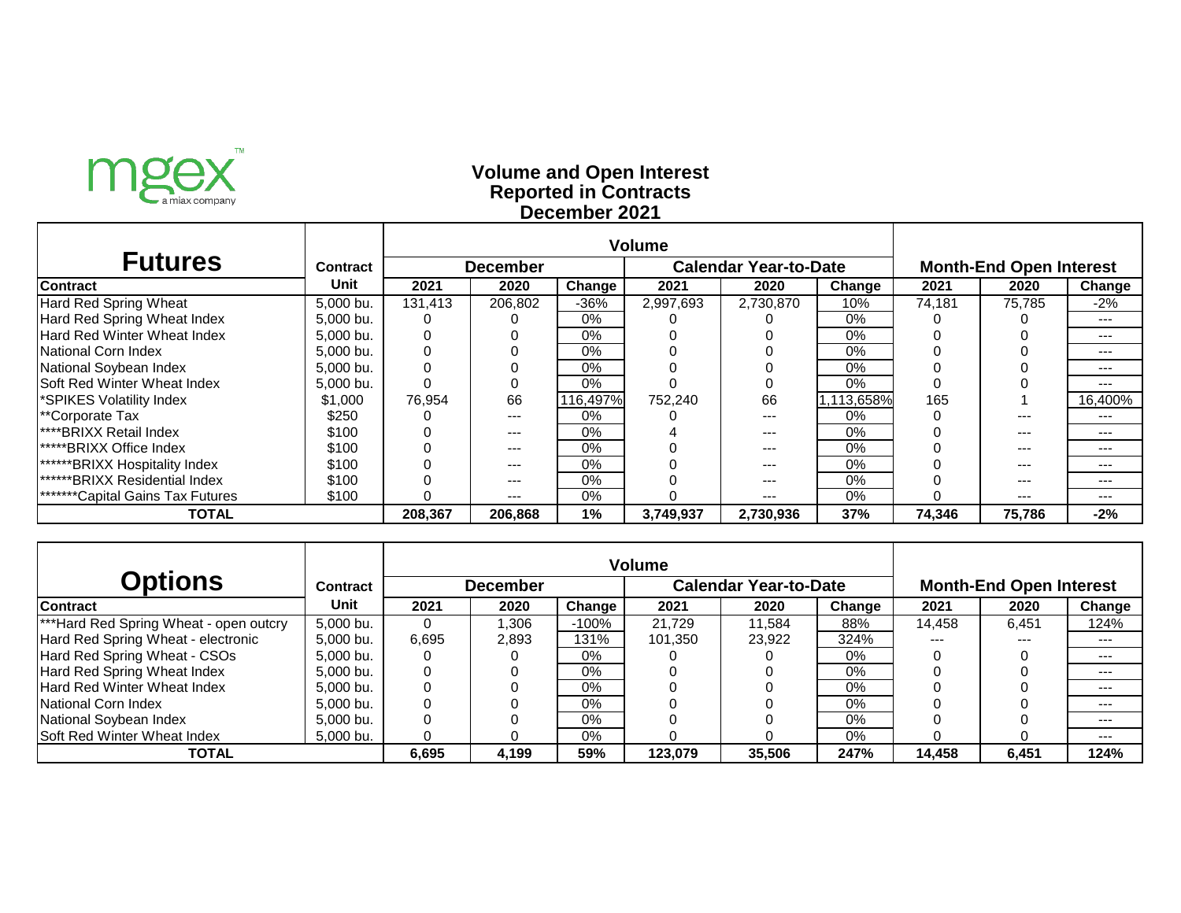mgex™ a miax company

# Volume and Open Interest
## Reported in Contracts
## December 2021

| Futures | Contract | Volume | | | | | | Month-End Open Interest | | |
|---|---|---|---|---|---|---|---|---|---|---|
| | | December | | | Calendar Year-to-Date | | | | | |
| Contract | Unit | 2021 | 2020 | Change | 2021 | 2020 | Change | 2021 | 2020 | Change |
| Hard Red Spring Wheat | 5,000 bu. | 131,413 | 206,802 | -36% | 2,997,693 | 2,730,870 | 10% | 74,181 | 75,785 | -2% |
| Hard Red Spring Wheat Index | 5,000 bu. | 0 | 0 | 0% | 0 | 0 | 0% | 0 | 0 | --- |
| Hard Red Winter Wheat Index | 5,000 bu. | 0 | 0 | 0% | 0 | 0 | 0% | 0 | 0 | --- |
| National Corn Index | 5,000 bu. | 0 | 0 | 0% | 0 | 0 | 0% | 0 | 0 | --- |
| National Soybean Index | 5,000 bu. | 0 | 0 | 0% | 0 | 0 | 0% | 0 | 0 | --- |
| Soft Red Winter Wheat Index | 5,000 bu. | 0 | 0 | 0% | 0 | 0 | 0% | 0 | 0 | --- |
| *SPIKES Volatility Index | $1,000 | 76,954 | 66 | 116,497% | 752,240 | 66 | 1,113,658% | 165 | 1 | 16,400% |
| **Corporate Tax | $250 | 0 | --- | 0% | 0 | --- | 0% | 0 | --- | --- |
| ****BRIXX Retail Index | $100 | 0 | --- | 0% | 4 | --- | 0% | 0 | --- | --- |
| *****BRIXX Office Index | $100 | 0 | --- | 0% | 0 | --- | 0% | 0 | --- | --- |
| ******BRIXX Hospitality Index | $100 | 0 | --- | 0% | 0 | --- | 0% | 0 | --- | --- |
| ******BRIXX Residential Index | $100 | 0 | --- | 0% | 0 | --- | 0% | 0 | --- | --- |
| *******Capital Gains Tax Futures | $100 | 0 | --- | 0% | 0 | --- | 0% | 0 | --- | --- |
| **TOTAL** | | **208,367** | **206,868** | **1%** | **3,749,937** | **2,730,936** | **37%** | **74,346** | **75,786** | **-2%** |

| Options | Contract | Volume | | | | | | Month-End Open Interest | | |
|---|---|---|---|---|---|---|---|---|---|---|
| | | December | | | Calendar Year-to-Date | | | | | |
| Contract | Unit | 2021 | 2020 | Change | 2021 | 2020 | Change | 2021 | 2020 | Change |
| ***Hard Red Spring Wheat - open outcry | 5,000 bu. | 0 | 1,306 | -100% | 21,729 | 11,584 | 88% | 14,458 | 6,451 | 124% |
| Hard Red Spring Wheat - electronic | 5,000 bu. | 6,695 | 2,893 | 131% | 101,350 | 23,922 | 324% | --- | --- | --- |
| Hard Red Spring Wheat - CSOs | 5,000 bu. | 0 | 0 | 0% | 0 | 0 | 0% | 0 | 0 | --- |
| Hard Red Spring Wheat Index | 5,000 bu. | 0 | 0 | 0% | 0 | 0 | 0% | 0 | 0 | --- |
| Hard Red Winter Wheat Index | 5,000 bu. | 0 | 0 | 0% | 0 | 0 | 0% | 0 | 0 | --- |
| National Corn Index | 5,000 bu. | 0 | 0 | 0% | 0 | 0 | 0% | 0 | 0 | --- |
| National Soybean Index | 5,000 bu. | 0 | 0 | 0% | 0 | 0 | 0% | 0 | 0 | --- |
| Soft Red Winter Wheat Index | 5,000 bu. | 0 | 0 | 0% | 0 | 0 | 0% | 0 | 0 | --- |
| **TOTAL** | | **6,695** | **4,199** | **59%** | **123,079** | **35,506** | **247%** | **14,458** | **6,451** | **124%** |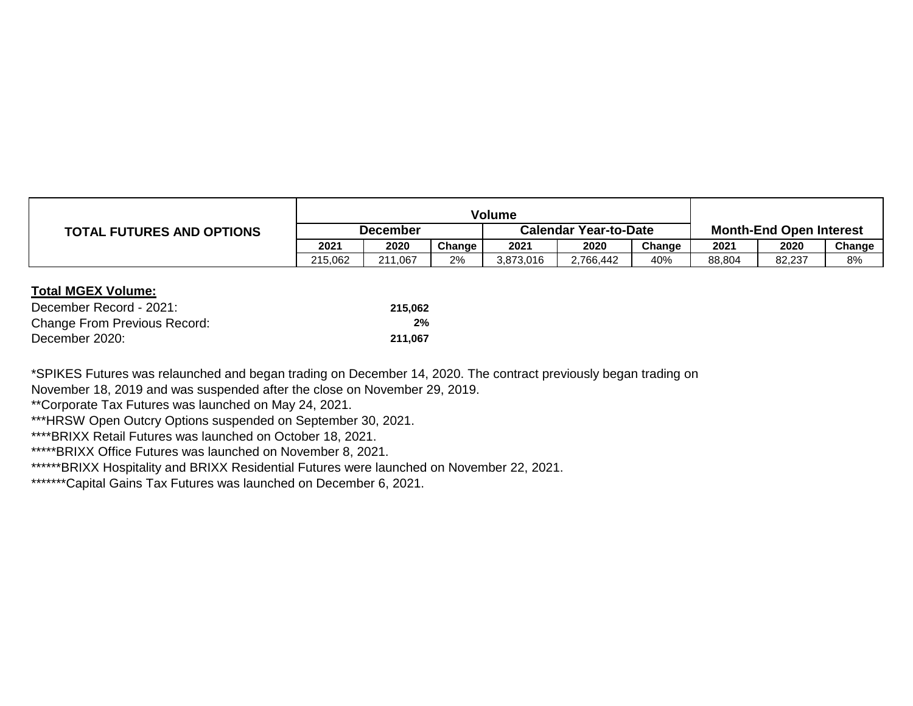| TOTAL FUTURES AND OPTIONS | Volume | | | | | | Month-End Open Interest | | |
|---|---|---|---|---|---|---|---|---|---|
| | December | | | Calendar Year-to-Date | | | | | |
| | 2021 | 2020 | Change | 2021 | 2020 | Change | 2021 | 2020 | Change |
| | 215,062 | 211,067 | 2% | 3,873,016 | 2,766,442 | 40% | 88,804 | 82,237 | 8% |

**Total MGEX Volume:**

| | |
|---|---|
| December Record - 2021: | **215,062** |
| Change From Previous Record: | **2%** |
| December 2020: | **211,067** |

*SPIKES Futures was relaunched and began trading on December 14, 2020. The contract previously began trading on November 18, 2019 and was suspended after the close on November 29, 2019.

**Corporate Tax Futures was launched on May 24, 2021.

***HRSW Open Outcry Options suspended on September 30, 2021.

****BRIXX Retail Futures was launched on October 18, 2021.

*****BRIXX Office Futures was launched on November 8, 2021.

******BRIXX Hospitality and BRIXX Residential Futures were launched on November 22, 2021.

*******Capital Gains Tax Futures was launched on December 6, 2021.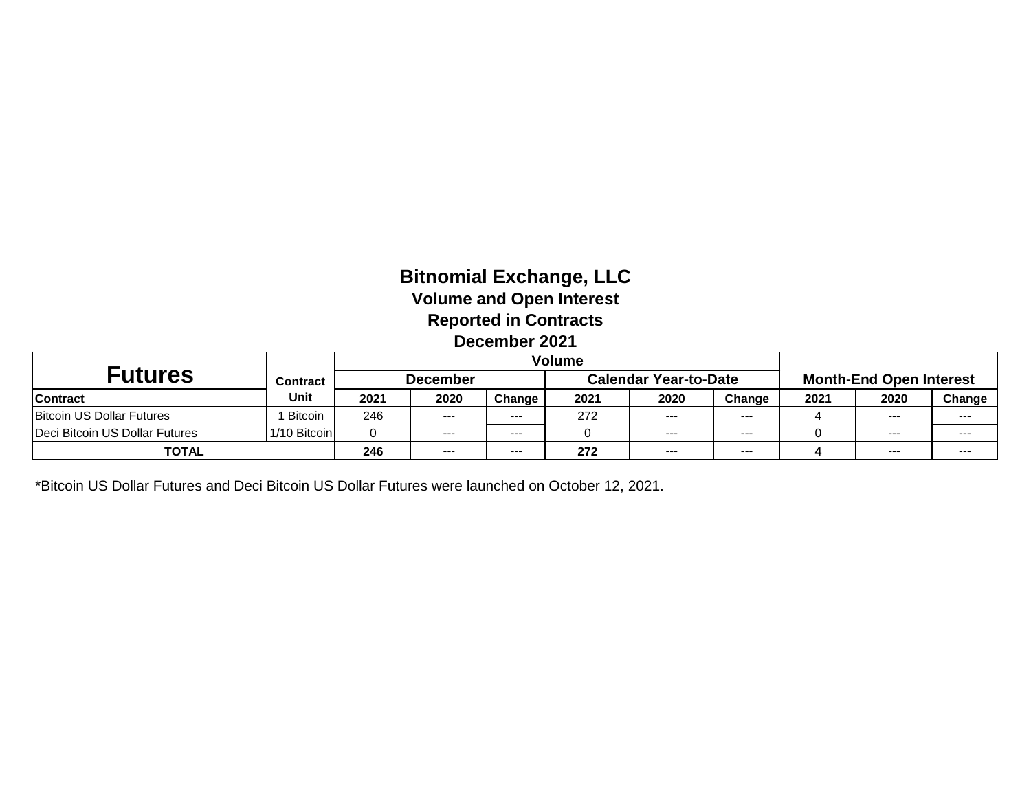# Bitnomial Exchange, LLC

**Volume and Open Interest**

**Reported in Contracts**

**December 2021**

| Futures | Contract | Volume | | | | | | Month-End Open Interest | | |
|---|---|---|---|---|---|---|---|---|---|---|
| | | December | | | Calendar Year-to-Date | | | | | |
| Contract | Unit | 2021 | 2020 | Change | 2021 | 2020 | Change | 2021 | 2020 | Change |
| Bitcoin US Dollar Futures | 1 Bitcoin | 246 | --- | --- | 272 | --- | --- | 4 | --- | --- |
| Deci Bitcoin US Dollar Futures | 1/10 Bitcoin | 0 | --- | --- | 0 | --- | --- | 0 | --- | --- |
| **TOTAL** | | **246** | --- | --- | **272** | --- | --- | **4** | --- | --- |

*Bitcoin US Dollar Futures and Deci Bitcoin US Dollar Futures were launched on October 12, 2021.